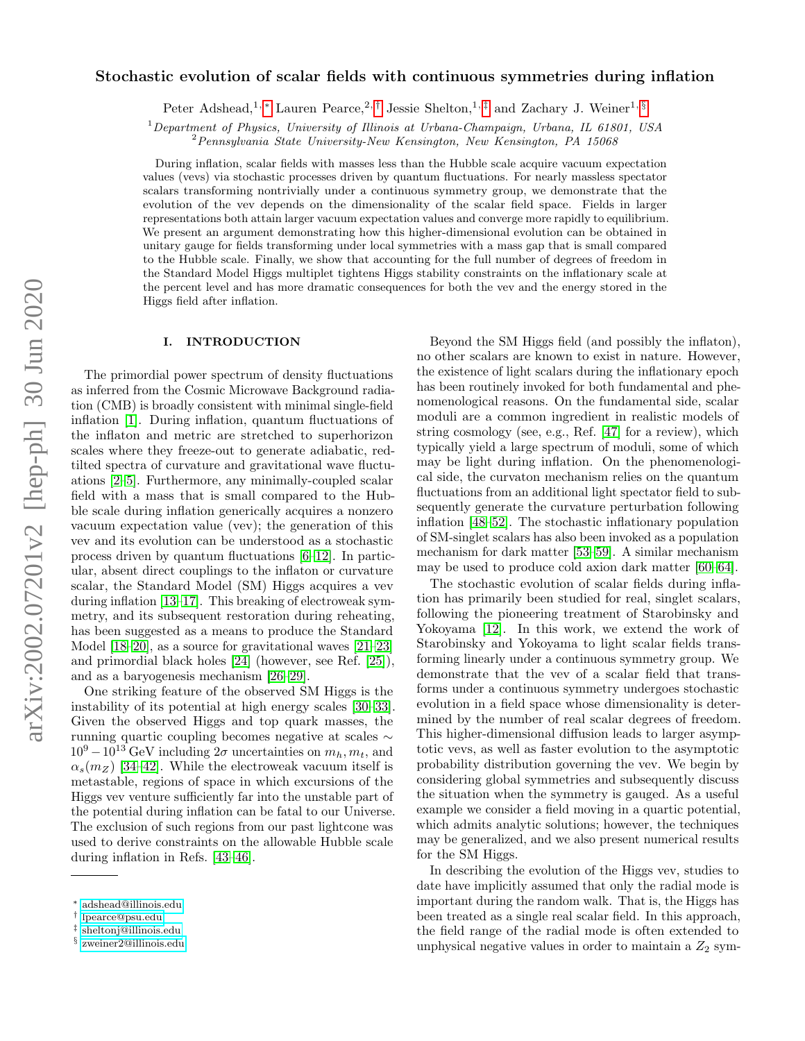# Stochastic evolution of scalar fields with continuous symmetries during inflation

Peter Adshead,[1,*] Lauren Pearce,[2,†] Jessie Shelton,[1,‡] and Zachary J. Weiner[1,§]

[1] *Department of Physics, University of Illinois at Urbana-Champaign, Urbana, IL 61801, USA*
[2] *Pennsylvania State University-New Kensington, New Kensington, PA 15068*

During inflation, scalar fields with masses less than the Hubble scale acquire vacuum expectation values (vevs) via stochastic processes driven by quantum fluctuations. For nearly massless spectator scalars transforming nontrivially under a continuous symmetry group, we demonstrate that the evolution of the vev depends on the dimensionality of the scalar field space. Fields in larger representations both attain larger vacuum expectation values and converge more rapidly to equilibrium. We present an argument demonstrating how this higher-dimensional evolution can be obtained in unitary gauge for fields transforming under local symmetries with a mass gap that is small compared to the Hubble scale. Finally, we show that accounting for the full number of degrees of freedom in the Standard Model Higgs multiplet tightens Higgs stability constraints on the inflationary scale at the percent level and has more dramatic consequences for both the vev and the energy stored in the Higgs field after inflation.

## I. INTRODUCTION

The primordial power spectrum of density fluctuations as inferred from the Cosmic Microwave Background radiation (CMB) is broadly consistent with minimal single-field inflation [1]. During inflation, quantum fluctuations of the inflaton and metric are stretched to superhorizon scales where they freeze-out to generate adiabatic, red-tilted spectra of curvature and gravitational wave fluctuations [2–5]. Furthermore, any minimally-coupled scalar field with a mass that is small compared to the Hubble scale during inflation generically acquires a nonzero vacuum expectation value (vev); the generation of this vev and its evolution can be understood as a stochastic process driven by quantum fluctuations [6–12]. In particular, absent direct couplings to the inflaton or curvature scalar, the Standard Model (SM) Higgs acquires a vev during inflation [13–17]. This breaking of electroweak symmetry, and its subsequent restoration during reheating, has been suggested as a means to produce the Standard Model [18–20], as a source for gravitational waves [21–23] and primordial black holes [24] (however, see Ref. [25]), and as a baryogenesis mechanism [26–29].

One striking feature of the observed SM Higgs is the instability of its potential at high energy scales [30–33]. Given the observed Higgs and top quark masses, the running quartic coupling becomes negative at scales $\sim 10^9 - 10^{13}$ GeV including $2\sigma$ uncertainties on $m_h, m_t$, and $\alpha_s(m_Z)$ [34–42]. While the electroweak vacuum itself is metastable, regions of space in which excursions of the Higgs vev venture sufficiently far into the unstable part of the potential during inflation can be fatal to our Universe. The exclusion of such regions from our past lightcone was used to derive constraints on the allowable Hubble scale during inflation in Refs. [43–46].

Beyond the SM Higgs field (and possibly the inflaton), no other scalars are known to exist in nature. However, the existence of light scalars during the inflationary epoch has been routinely invoked for both fundamental and phenomenological reasons. On the fundamental side, scalar moduli are a common ingredient in realistic models of string cosmology (see, e.g., Ref. [47] for a review), which typically yield a large spectrum of moduli, some of which may be light during inflation. On the phenomenological side, the curvaton mechanism relies on the quantum fluctuations from an additional light spectator field to subsequently generate the curvature perturbation following inflation [48–52]. The stochastic inflationary population of SM-singlet scalars has also been invoked as a population mechanism for dark matter [53–59]. A similar mechanism may be used to produce cold axion dark matter [60–64].

The stochastic evolution of scalar fields during inflation has primarily been studied for real, singlet scalars, following the pioneering treatment of Starobinsky and Yokoyama [12]. In this work, we extend the work of Starobinsky and Yokoyama to light scalar fields transforming linearly under a continuous symmetry group. We demonstrate that the vev of a scalar field that transforms under a continuous symmetry undergoes stochastic evolution in a field space whose dimensionality is determined by the number of real scalar degrees of freedom. This higher-dimensional diffusion leads to larger asymptotic vevs, as well as faster evolution to the asymptotic probability distribution governing the vev. We begin by considering global symmetries and subsequently discuss the situation when the symmetry is gauged. As a useful example we consider a field moving in a quartic potential, which admits analytic solutions; however, the techniques may be generalized, and we also present numerical results for the SM Higgs.

In describing the evolution of the Higgs vev, studies to date have implicitly assumed that only the radial mode is important during the random walk. That is, the Higgs has been treated as a single real scalar field. In this approach, the field range of the radial mode is often extended to unphysical negative values in order to maintain a $Z_2$ sym-

---

* adshead@illinois.edu
† lpearce@psu.edu
‡ sheltonj@illinois.edu
§ zweiner2@illinois.edu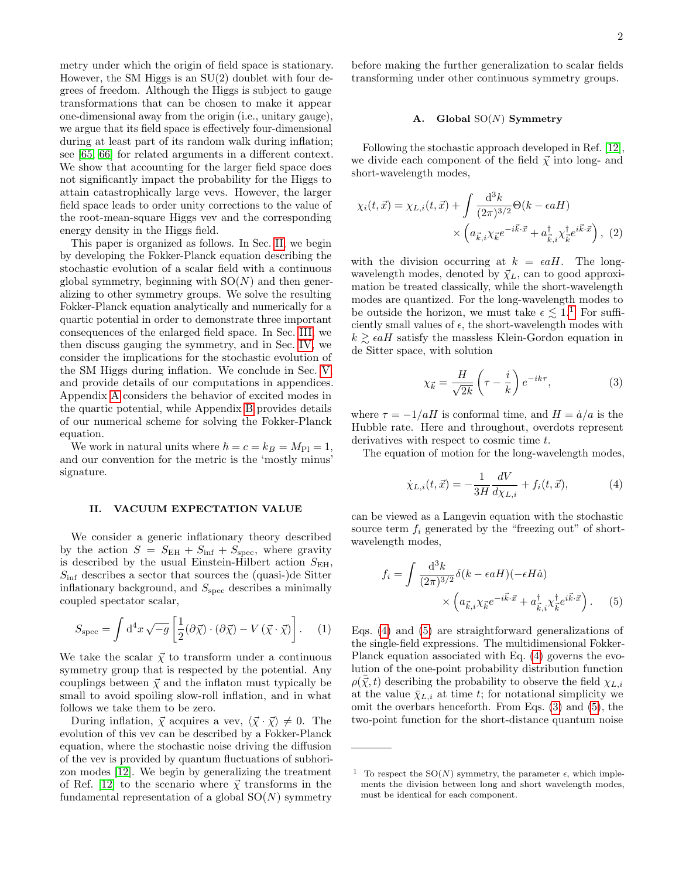metry under which the origin of field space is stationary. However, the SM Higgs is an SU(2) doublet with four degrees of freedom. Although the Higgs is subject to gauge transformations that can be chosen to make it appear one-dimensional away from the origin (i.e., unitary gauge), we argue that its field space is effectively four-dimensional during at least part of its random walk during inflation; see [65, 66] for related arguments in a different context. We show that accounting for the larger field space does not significantly impact the probability for the Higgs to attain catastrophically large vevs. However, the larger field space leads to order unity corrections to the value of the root-mean-square Higgs vev and the corresponding energy density in the Higgs field.

This paper is organized as follows. In Sec. II, we begin by developing the Fokker-Planck equation describing the stochastic evolution of a scalar field with a continuous global symmetry, beginning with SO($N$) and then generalizing to other symmetry groups. We solve the resulting Fokker-Planck equation analytically and numerically for a quartic potential in order to demonstrate three important consequences of the enlarged field space. In Sec. III, we then discuss gauging the symmetry, and in Sec. IV, we consider the implications for the stochastic evolution of the SM Higgs during inflation. We conclude in Sec. V and provide details of our computations in appendices. Appendix A considers the behavior of excited modes in the quartic potential, while Appendix B provides details of our numerical scheme for solving the Fokker-Planck equation.

We work in natural units where $\hbar = c = k_B = M_{\rm Pl} = 1$, and our convention for the metric is the 'mostly minus' signature.

## II. VACUUM EXPECTATION VALUE

We consider a generic inflationary theory described by the action $S = S_{\rm EH} + S_{\rm inf} + S_{\rm spec}$, where gravity is described by the usual Einstein-Hilbert action $S_{\rm EH}$, $S_{\rm inf}$ describes a sector that sources the (quasi-)de Sitter inflationary background, and $S_{\rm spec}$ describes a minimally coupled spectator scalar,

$$S_{\rm spec} = \int {\rm d}^4x \sqrt{-g}\left[\frac{1}{2}(\partial\vec{\chi})\cdot(\partial\vec{\chi}) - V\left(\vec{\chi}\cdot\vec{\chi}\right)\right]. \quad (1)$$

We take the scalar $\vec{\chi}$ to transform under a continuous symmetry group that is respected by the potential. Any couplings between $\vec{\chi}$ and the inflaton must typically be small to avoid spoiling slow-roll inflation, and in what follows we take them to be zero.

During inflation, $\vec{\chi}$ acquires a vev, $\langle\vec{\chi}\cdot\vec{\chi}\rangle \neq 0$. The evolution of this vev can be described by a Fokker-Planck equation, where the stochastic noise driving the diffusion of the vev is provided by quantum fluctuations of subhorizon modes [12]. We begin by generalizing the treatment of Ref. [12] to the scenario where $\vec{\chi}$ transforms in the fundamental representation of a global SO($N$) symmetry before making the further generalization to scalar fields transforming under other continuous symmetry groups.

### A. Global SO($N$) Symmetry

Following the stochastic approach developed in Ref. [12], we divide each component of the field $\vec{\chi}$ into long- and short-wavelength modes,

$$\chi_i(t,\vec{x}) = \chi_{L,i}(t,\vec{x}) + \int \frac{{\rm d}^3k}{(2\pi)^{3/2}}\Theta(k-\epsilon aH) \times\left(a_{\vec{k},i}\chi_{\vec{k}}e^{-i\vec{k}\cdot\vec{x}} + a^\dagger_{\vec{k},i}\chi^\dagger_{\vec{k}}e^{i\vec{k}\cdot\vec{x}}\right), \quad (2)$$

with the division occurring at $k = \epsilon aH$. The long-wavelength modes, denoted by $\vec{\chi}_L$, can to good approximation be treated classically, while the short-wavelength modes are quantized. For the long-wavelength modes to be outside the horizon, we must take $\epsilon \lesssim 1$.[1] For sufficiently small values of $\epsilon$, the short-wavelength modes with $k \gtrsim \epsilon aH$ satisfy the massless Klein-Gordon equation in de Sitter space, with solution

$$\chi_{\vec{k}} = \frac{H}{\sqrt{2k}}\left(\tau - \frac{i}{k}\right)e^{-ik\tau}, \quad (3)$$

where $\tau = -1/aH$ is conformal time, and $H = \dot{a}/a$ is the Hubble rate. Here and throughout, overdots represent derivatives with respect to cosmic time $t$.

The equation of motion for the long-wavelength modes,

$$\dot{\chi}_{L,i}(t,\vec{x}) = -\frac{1}{3H}\frac{dV}{d\chi_{L,i}} + f_i(t,\vec{x}), \quad (4)$$

can be viewed as a Langevin equation with the stochastic source term $f_i$ generated by the "freezing out" of short-wavelength modes,

$$f_i = \int \frac{{\rm d}^3k}{(2\pi)^{3/2}}\delta(k-\epsilon aH)(-\epsilon H\dot{a}) \times\left(a_{\vec{k},i}\chi_{\vec{k}}e^{-i\vec{k}\cdot\vec{x}} + a^\dagger_{\vec{k},i}\chi^\dagger_{\vec{k}}e^{i\vec{k}\cdot\vec{x}}\right). \quad (5)$$

Eqs. (4) and (5) are straightforward generalizations of the single-field expressions. The multidimensional Fokker-Planck equation associated with Eq. (4) governs the evolution of the one-point probability distribution function $\rho(\bar{\vec{\chi}}, t)$ describing the probability to observe the field $\chi_{L,i}$ at the value $\bar{\chi}_{L,i}$ at time $t$; for notational simplicity we omit the overbars henceforth. From Eqs. (3) and (5), the two-point function for the short-distance quantum noise

[1] To respect the SO($N$) symmetry, the parameter $\epsilon$, which implements the division between long and short wavelength modes, must be identical for each component.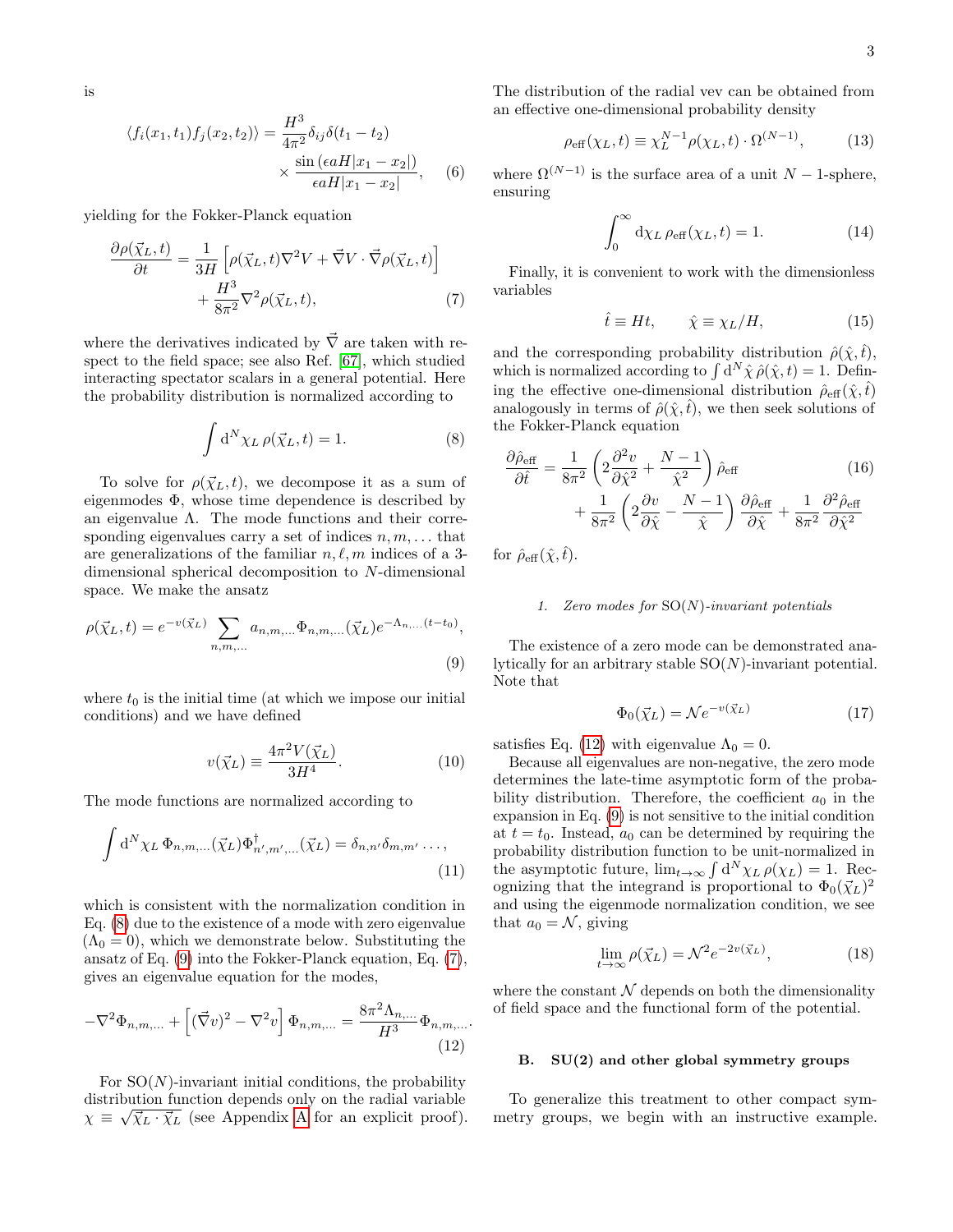is

$$\langle f_i(x_1,t_1) f_j(x_2,t_2)\rangle = \frac{H^3}{4\pi^2}\delta_{ij}\delta(t_1-t_2) \times \frac{\sin\left(\epsilon a H|x_1-x_2|\right)}{\epsilon a H|x_1-x_2|}, \quad (6)$$

yielding for the Fokker-Planck equation

$$\frac{\partial \rho(\vec{\chi}_L,t)}{\partial t} = \frac{1}{3H}\left[\rho(\vec{\chi}_L,t)\nabla^2 V + \vec{\nabla}V\cdot\vec{\nabla}\rho(\vec{\chi}_L,t)\right] + \frac{H^3}{8\pi^2}\nabla^2\rho(\vec{\chi}_L,t), \quad (7)$$

where the derivatives indicated by $\vec{\nabla}$ are taken with respect to the field space; see also Ref. [67], which studied interacting spectator scalars in a general potential. Here the probability distribution is normalized according to

$$\int \mathrm{d}^N\chi_L\,\rho(\vec{\chi}_L,t) = 1. \quad (8)$$

To solve for $\rho(\vec{\chi}_L,t)$, we decompose it as a sum of eigenmodes $\Phi$, whose time dependence is described by an eigenvalue $\Lambda$. The mode functions and their corresponding eigenvalues carry a set of indices $n,m,\ldots$ that are generalizations of the familiar $n,\ell,m$ indices of a 3-dimensional spherical decomposition to $N$-dimensional space. We make the ansatz

$$\rho(\vec{\chi}_L,t) = e^{-v(\vec{\chi}_L)}\sum_{n,m,\ldots} a_{n,m,\ldots}\Phi_{n,m,\ldots}(\vec{\chi}_L)e^{-\Lambda_{n,\ldots}(t-t_0)}, \quad (9)$$

where $t_0$ is the initial time (at which we impose our initial conditions) and we have defined

$$v(\vec{\chi}_L) \equiv \frac{4\pi^2 V(\vec{\chi}_L)}{3H^4}. \quad (10)$$

The mode functions are normalized according to

$$\int \mathrm{d}^N\chi_L\,\Phi_{n,m,\ldots}(\vec{\chi}_L)\Phi^\dagger_{n',m',\ldots}(\vec{\chi}_L) = \delta_{n,n'}\delta_{m,m'}\ldots, \quad (11)$$

which is consistent with the normalization condition in Eq. (8) due to the existence of a mode with zero eigenvalue ($\Lambda_0 = 0$), which we demonstrate below. Substituting the ansatz of Eq. (9) into the Fokker-Planck equation, Eq. (7), gives an eigenvalue equation for the modes,

$$-\nabla^2\Phi_{n,m,\ldots} + \left[(\vec{\nabla}v)^2 - \nabla^2 v\right]\Phi_{n,m,\ldots} = \frac{8\pi^2\Lambda_{n,\ldots}}{H^3}\Phi_{n,m,\ldots}. \quad (12)$$

For SO($N$)-invariant initial conditions, the probability distribution function depends only on the radial variable $\chi \equiv \sqrt{\vec{\chi}_L\cdot\vec{\chi}_L}$ (see Appendix A for an explicit proof). The distribution of the radial vev can be obtained from an effective one-dimensional probability density

$$\rho_{\rm eff}(\chi_L,t) \equiv \chi_L^{N-1}\rho(\chi_L,t)\cdot\Omega^{(N-1)}, \quad (13)$$

where $\Omega^{(N-1)}$ is the surface area of a unit $N-1$-sphere, ensuring

$$\int_0^\infty \mathrm{d}\chi_L\,\rho_{\rm eff}(\chi_L,t) = 1. \quad (14)$$

Finally, it is convenient to work with the dimensionless variables

$$\hat{t} \equiv Ht, \qquad \hat{\chi} \equiv \chi_L/H, \quad (15)$$

and the corresponding probability distribution $\hat{\rho}(\hat{\chi},\hat{t})$, which is normalized according to $\int \mathrm{d}^N\hat{\chi}\,\hat{\rho}(\hat{\chi},\hat{t}) = 1$. Defining the effective one-dimensional distribution $\hat{\rho}_{\rm eff}(\hat{\chi},\hat{t})$ analogously in terms of $\hat{\rho}(\hat{\chi},\hat{t})$, we then seek solutions of the Fokker-Planck equation

$$\frac{\partial\hat{\rho}_{\rm eff}}{\partial\hat{t}} = \frac{1}{8\pi^2}\left(2\frac{\partial^2 v}{\partial\hat{\chi}^2} + \frac{N-1}{\hat{\chi}^2}\right)\hat{\rho}_{\rm eff} + \frac{1}{8\pi^2}\left(2\frac{\partial v}{\partial\hat{\chi}} - \frac{N-1}{\hat{\chi}}\right)\frac{\partial\hat{\rho}_{\rm eff}}{\partial\hat{\chi}} + \frac{1}{8\pi^2}\frac{\partial^2\hat{\rho}_{\rm eff}}{\partial\hat{\chi}^2} \quad (16)$$

for $\hat{\rho}_{\rm eff}(\hat{\chi},\hat{t})$.

#### 1. *Zero modes for* SO($N$)*-invariant potentials*

The existence of a zero mode can be demonstrated analytically for an arbitrary stable SO($N$)-invariant potential. Note that

$$\Phi_0(\vec{\chi}_L) = \mathcal{N}e^{-v(\vec{\chi}_L)} \quad (17)$$

satisfies Eq. (12) with eigenvalue $\Lambda_0 = 0$.

Because all eigenvalues are non-negative, the zero mode determines the late-time asymptotic form of the probability distribution. Therefore, the coefficient $a_0$ in the expansion in Eq. (9) is not sensitive to the initial condition at $t = t_0$. Instead, $a_0$ can be determined by requiring the probability distribution function to be unit-normalized in the asymptotic future, $\lim_{t\to\infty}\int \mathrm{d}^N\chi_L\,\rho(\chi_L) = 1$. Recognizing that the integrand is proportional to $\Phi_0(\vec{\chi}_L)^2$ and using the eigenmode normalization condition, we see that $a_0 = \mathcal{N}$, giving

$$\lim_{t\to\infty}\rho(\vec{\chi}_L) = \mathcal{N}^2 e^{-2v(\vec{\chi}_L)}, \quad (18)$$

where the constant $\mathcal{N}$ depends on both the dimensionality of field space and the functional form of the potential.

### B. SU(2) and other global symmetry groups

To generalize this treatment to other compact symmetry groups, we begin with an instructive example.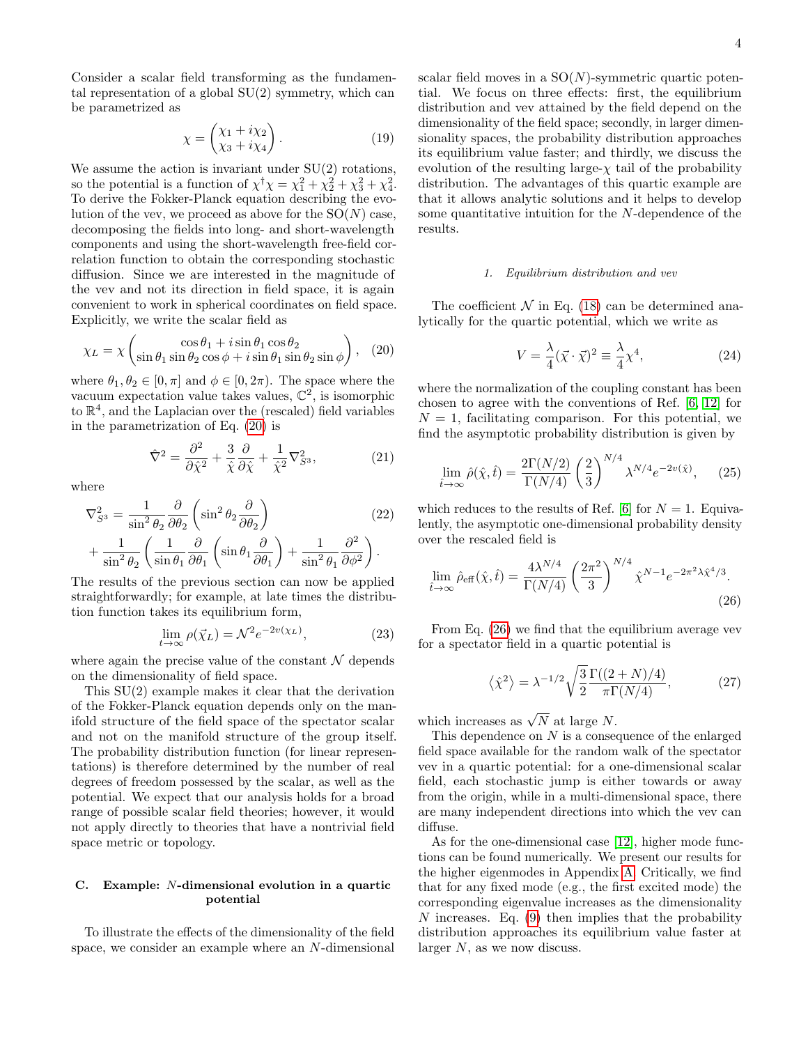Consider a scalar field transforming as the fundamental representation of a global SU(2) symmetry, which can be parametrized as

$$\chi = \begin{pmatrix} \chi_1 + i\chi_2 \\ \chi_3 + i\chi_4 \end{pmatrix}. \tag{19}$$

We assume the action is invariant under SU(2) rotations, so the potential is a function of $\chi^\dagger \chi = \chi_1^2 + \chi_2^2 + \chi_3^2 + \chi_4^2$. To derive the Fokker-Planck equation describing the evolution of the vev, we proceed as above for the SO($N$) case, decomposing the fields into long- and short-wavelength components and using the short-wavelength free-field correlation function to obtain the corresponding stochastic diffusion. Since we are interested in the magnitude of the vev and not its direction in field space, it is again convenient to work in spherical coordinates on field space. Explicitly, we write the scalar field as

$$\chi_L = \chi \begin{pmatrix} \cos\theta_1 + i\sin\theta_1\cos\theta_2 \\ \sin\theta_1\sin\theta_2\cos\phi + i\sin\theta_1\sin\theta_2\sin\phi \end{pmatrix}, \tag{20}$$

where $\theta_1, \theta_2 \in [0,\pi]$ and $\phi \in [0, 2\pi)$. The space where the vacuum expectation value takes values, $\mathbb{C}^2$, is isomorphic to $\mathbb{R}^4$, and the Laplacian over the (rescaled) field variables in the parametrization of Eq. (20) is

$$\hat{\nabla}^2 = \frac{\partial^2}{\partial \hat{\chi}^2} + \frac{3}{\hat{\chi}}\frac{\partial}{\partial \hat{\chi}} + \frac{1}{\hat{\chi}^2}\nabla^2_{S^3}, \tag{21}$$

where

$$\begin{aligned}\nabla^2_{S^3} = &\frac{1}{\sin^2\theta_2}\frac{\partial}{\partial\theta_2}\left(\sin^2\theta_2\frac{\partial}{\partial\theta_2}\right) \\ &+ \frac{1}{\sin^2\theta_2}\left(\frac{1}{\sin\theta_1}\frac{\partial}{\partial\theta_1}\left(\sin\theta_1\frac{\partial}{\partial\theta_1}\right) + \frac{1}{\sin^2\theta_1}\frac{\partial^2}{\partial\phi^2}\right).\end{aligned} \tag{22}$$

The results of the previous section can now be applied straightforwardly; for example, at late times the distribution function takes its equilibrium form,

$$\lim_{t\to\infty} \rho(\vec{\chi}_L) = \mathcal{N}^2 e^{-2v(\chi_L)}, \tag{23}$$

where again the precise value of the constant $\mathcal{N}$ depends on the dimensionality of field space.

This SU(2) example makes it clear that the derivation of the Fokker-Planck equation depends only on the manifold structure of the field space of the spectator scalar and not on the manifold structure of the group itself. The probability distribution function (for linear representations) is therefore determined by the number of real degrees of freedom possessed by the scalar, as well as the potential. We expect that our analysis holds for a broad range of possible scalar field theories; however, it would not apply directly to theories that have a nontrivial field space metric or topology.

### C. Example: $N$-dimensional evolution in a quartic potential

To illustrate the effects of the dimensionality of the field space, we consider an example where an $N$-dimensional scalar field moves in a SO($N$)-symmetric quartic potential. We focus on three effects: first, the equilibrium distribution and vev attained by the field depend on the dimensionality of the field space; secondly, in larger dimensionality spaces, the probability distribution approaches its equilibrium value faster; and thirdly, we discuss the evolution of the resulting large-$\chi$ tail of the probability distribution. The advantages of this quartic example are that it allows analytic solutions and it helps to develop some quantitative intuition for the $N$-dependence of the results.

#### 1. Equilibrium distribution and vev

The coefficient $\mathcal{N}$ in Eq. (18) can be determined analytically for the quartic potential, which we write as

$$V = \frac{\lambda}{4}(\vec{\chi}\cdot\vec{\chi})^2 \equiv \frac{\lambda}{4}\chi^4, \tag{24}$$

where the normalization of the coupling constant has been chosen to agree with the conventions of Ref. [6, 12] for $N = 1$, facilitating comparison. For this potential, we find the asymptotic probability distribution is given by

$$\lim_{\hat{t}\to\infty} \hat{\rho}(\hat{\chi}, \hat{t}) = \frac{2\Gamma(N/2)}{\Gamma(N/4)}\left(\frac{2}{3}\right)^{N/4}\lambda^{N/4}e^{-2v(\hat{\chi})}, \tag{25}$$

which reduces to the results of Ref. [6] for $N = 1$. Equivalently, the asymptotic one-dimensional probability density over the rescaled field is

$$\lim_{\hat{t}\to\infty} \hat{\rho}_{\rm eff}(\hat{\chi}, \hat{t}) = \frac{4\lambda^{N/4}}{\Gamma(N/4)}\left(\frac{2\pi^2}{3}\right)^{N/4}\hat{\chi}^{N-1}e^{-2\pi^2\lambda\hat{\chi}^4/3}. \tag{26}$$

From Eq. (26) we find that the equilibrium average vev for a spectator field in a quartic potential is

$$\left\langle \hat{\chi}^2 \right\rangle = \lambda^{-1/2}\sqrt{\frac{3}{2}}\frac{\Gamma((2+N)/4)}{\pi\Gamma(N/4)}, \tag{27}$$

which increases as $\sqrt{N}$ at large $N$.

This dependence on $N$ is a consequence of the enlarged field space available for the random walk of the spectator vev in a quartic potential: for a one-dimensional scalar field, each stochastic jump is either towards or away from the origin, while in a multi-dimensional space, there are many independent directions into which the vev can diffuse.

As for the one-dimensional case [12], higher mode functions can be found numerically. We present our results for the higher eigenmodes in Appendix A. Critically, we find that for any fixed mode (e.g., the first excited mode) the corresponding eigenvalue increases as the dimensionality $N$ increases. Eq. (9) then implies that the probability distribution approaches its equilibrium value faster at larger $N$, as we now discuss.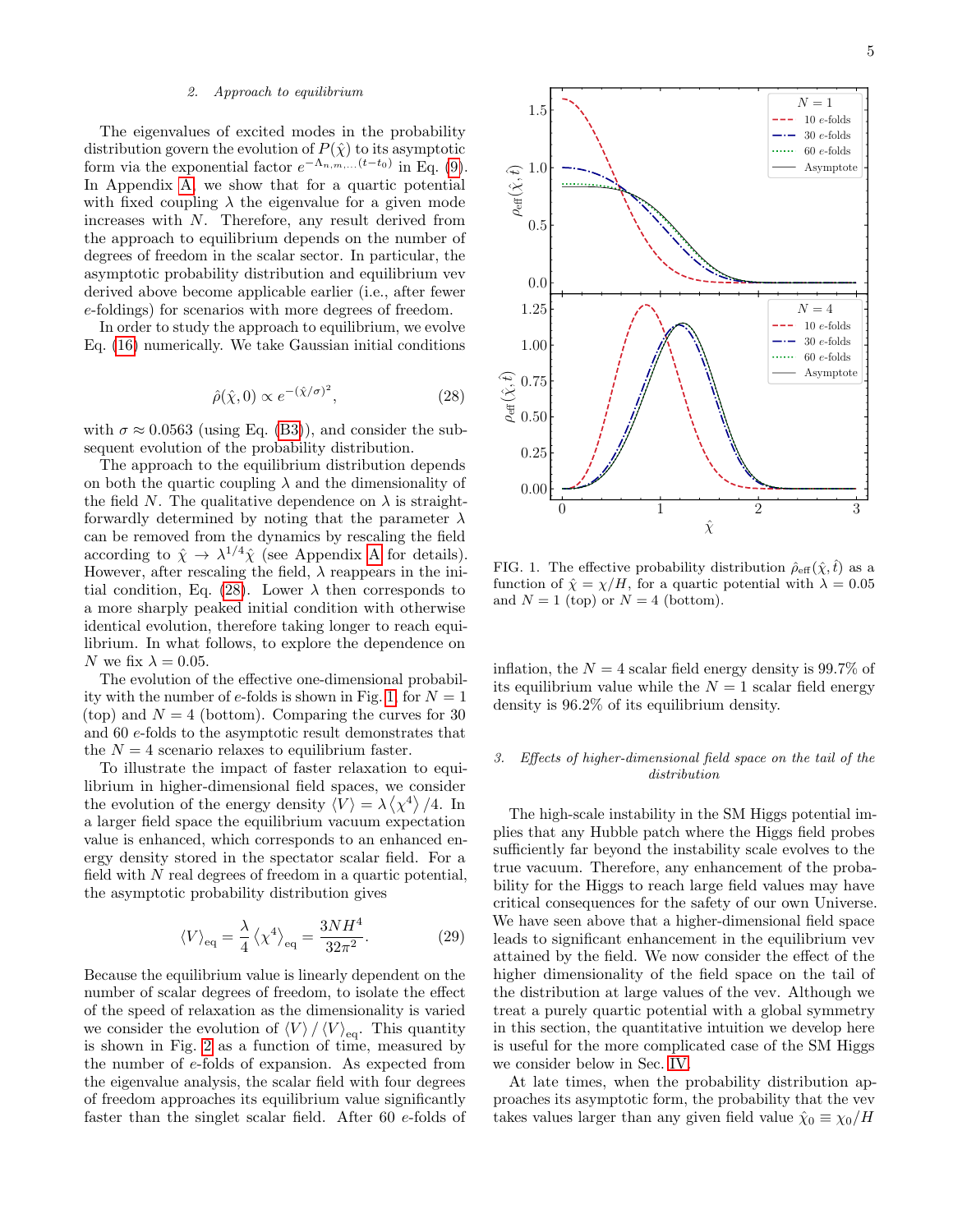### 2. Approach to equilibrium

The eigenvalues of excited modes in the probability distribution govern the evolution of $P(\hat{\chi})$ to its asymptotic form via the exponential factor $e^{-\Lambda_{n,m,...}(t-t_0)}$ in Eq. (9). In Appendix A, we show that for a quartic potential with fixed coupling $\lambda$ the eigenvalue for a given mode increases with $N$. Therefore, any result derived from the approach to equilibrium depends on the number of degrees of freedom in the scalar sector. In particular, the asymptotic probability distribution and equilibrium vev derived above become applicable earlier (i.e., after fewer $e$-foldings) for scenarios with more degrees of freedom.

In order to study the approach to equilibrium, we evolve Eq. (16) numerically. We take Gaussian initial conditions

$$\hat{\rho}(\hat{\chi},0) \propto e^{-(\hat{\chi}/\sigma)^2}, \tag{28}$$

with $\sigma \approx 0.0563$ (using Eq. (B3)), and consider the subsequent evolution of the probability distribution.

The approach to the equilibrium distribution depends on both the quartic coupling $\lambda$ and the dimensionality of the field $N$. The qualitative dependence on $\lambda$ is straightforwardly determined by noting that the parameter $\lambda$ can be removed from the dynamics by rescaling the field according to $\hat{\chi} \to \lambda^{1/4}\hat{\chi}$ (see Appendix A for details). However, after rescaling the field, $\lambda$ reappears in the initial condition, Eq. (28). Lower $\lambda$ then corresponds to a more sharply peaked initial condition with otherwise identical evolution, therefore taking longer to reach equilibrium. In what follows, to explore the dependence on $N$ we fix $\lambda = 0.05$.

The evolution of the effective one-dimensional probability with the number of $e$-folds is shown in Fig. 1, for $N = 1$ (top) and $N = 4$ (bottom). Comparing the curves for 30 and 60 $e$-folds to the asymptotic result demonstrates that the $N = 4$ scenario relaxes to equilibrium faster.

To illustrate the impact of faster relaxation to equilibrium in higher-dimensional field spaces, we consider the evolution of the energy density $\langle V\rangle = \lambda\langle\chi^4\rangle/4$. In a larger field space the equilibrium vacuum expectation value is enhanced, which corresponds to an enhanced energy density stored in the spectator scalar field. For a field with $N$ real degrees of freedom in a quartic potential, the asymptotic probability distribution gives

$$\langle V\rangle_{\rm eq} = \frac{\lambda}{4}\left\langle\chi^4\right\rangle_{\rm eq} = \frac{3NH^4}{32\pi^2}. \tag{29}$$

Because the equilibrium value is linearly dependent on the number of scalar degrees of freedom, to isolate the effect of the speed of relaxation as the dimensionality is varied we consider the evolution of $\langle V\rangle/\langle V\rangle_{\rm eq}$. This quantity is shown in Fig. 2 as a function of time, measured by the number of $e$-folds of expansion. As expected from the eigenvalue analysis, the scalar field with four degrees of freedom approaches its equilibrium value significantly faster than the singlet scalar field. After 60 $e$-folds of inflation, the $N = 4$ scalar field energy density is 99.7% of its equilibrium value while the $N = 1$ scalar field energy density is 96.2% of its equilibrium density.

FIG. 1. The effective probability distribution $\hat{\rho}_{\rm eff}(\hat{\chi},\hat{t})$ as a function of $\hat{\chi} = \chi/H$, for a quartic potential with $\lambda = 0.05$ and $N = 1$ (top) or $N = 4$ (bottom).

### 3. Effects of higher-dimensional field space on the tail of the distribution

The high-scale instability in the SM Higgs potential implies that any Hubble patch where the Higgs field probes sufficiently far beyond the instability scale evolves to the true vacuum. Therefore, any enhancement of the probability for the Higgs to reach large field values may have critical consequences for the safety of our own Universe. We have seen above that a higher-dimensional field space leads to significant enhancement in the equilibrium vev attained by the field. We now consider the effect of the higher dimensionality of the field space on the tail of the distribution at large values of the vev. Although we treat a purely quartic potential with a global symmetry in this section, the quantitative intuition we develop here is useful for the more complicated case of the SM Higgs we consider below in Sec. IV.

At late times, when the probability distribution approaches its asymptotic form, the probability that the vev takes values larger than any given field value $\hat{\chi}_0 \equiv \chi_0/H$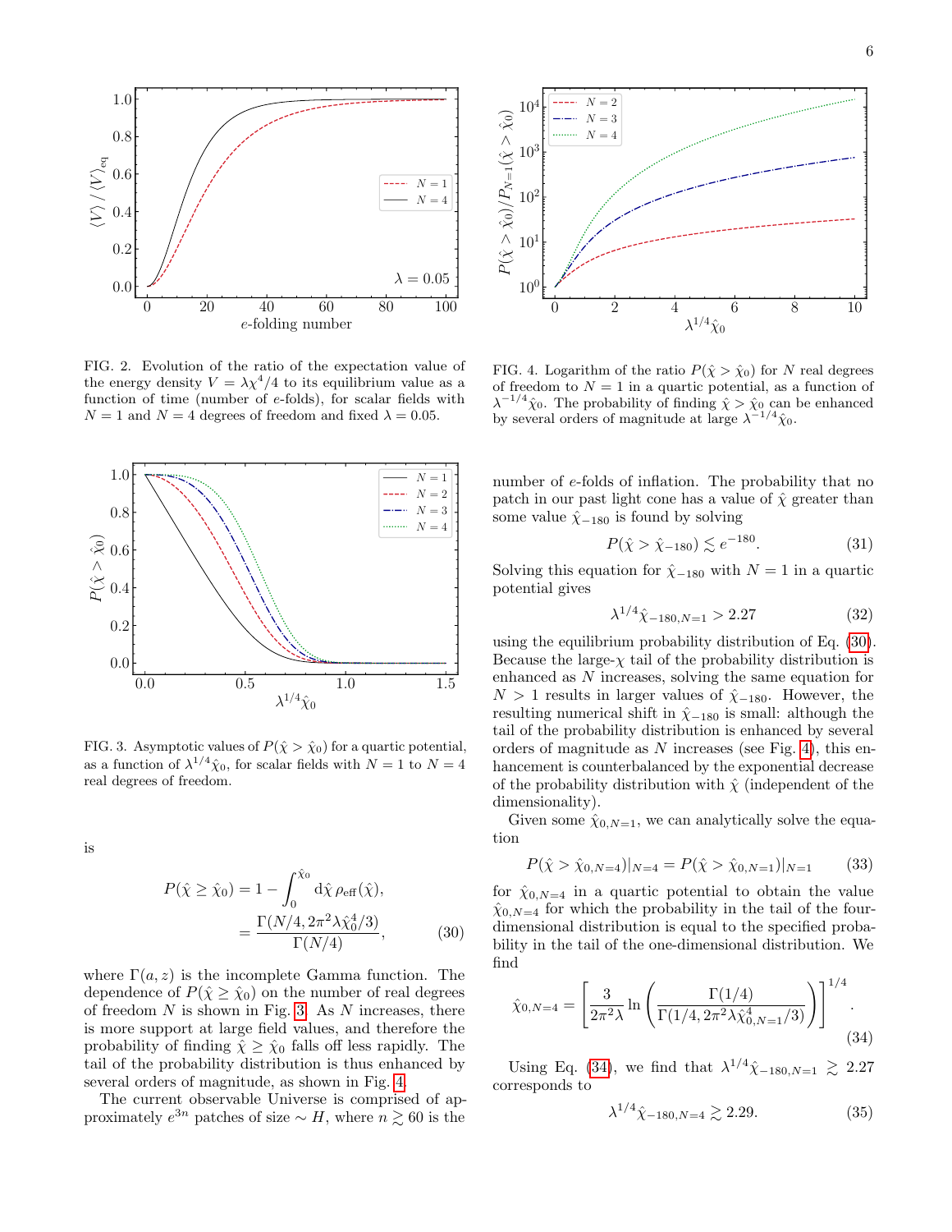FIG. 2. Evolution of the ratio of the expectation value of the energy density $V = \lambda\chi^4/4$ to its equilibrium value as a function of time (number of $e$-folds), for scalar fields with $N = 1$ and $N = 4$ degrees of freedom and fixed $\lambda = 0.05$.

FIG. 3. Asymptotic values of $P(\hat{\chi} > \hat{\chi}_0)$ for a quartic potential, as a function of $\lambda^{1/4}\hat{\chi}_0$, for scalar fields with $N = 1$ to $N = 4$ real degrees of freedom.

is

$$P(\hat{\chi} \geq \hat{\chi}_0) = 1 - \int_0^{\hat{\chi}_0} \mathrm{d}\hat{\chi}\, \rho_{\mathrm{eff}}(\hat{\chi}), \\ = \frac{\Gamma(N/4, 2\pi^2\lambda\hat{\chi}_0^4/3)}{\Gamma(N/4)}, \tag{30}$$

where $\Gamma(a, z)$ is the incomplete Gamma function. The dependence of $P(\hat{\chi} \geq \hat{\chi}_0)$ on the number of real degrees of freedom $N$ is shown in Fig. 3. As $N$ increases, there is more support at large field values, and therefore the probability of finding $\hat{\chi} \geq \hat{\chi}_0$ falls off less rapidly. The tail of the probability distribution is thus enhanced by several orders of magnitude, as shown in Fig. 4.

The current observable Universe is comprised of approximately $e^{3n}$ patches of size $\sim H$, where $n \gtrsim 60$ is the number of $e$-folds of inflation. The probability that no patch in our past light cone has a value of $\hat{\chi}$ greater than some value $\hat{\chi}_{-180}$ is found by solving

FIG. 4. Logarithm of the ratio $P(\hat{\chi} > \hat{\chi}_0)$ for $N$ real degrees of freedom to $N = 1$ in a quartic potential, as a function of $\lambda^{-1/4}\hat{\chi}_0$. The probability of finding $\hat{\chi} > \hat{\chi}_0$ can be enhanced by several orders of magnitude at large $\lambda^{-1/4}\hat{\chi}_0$.

$$P(\hat{\chi} > \hat{\chi}_{-180}) \lesssim e^{-180}. \tag{31}$$

Solving this equation for $\hat{\chi}_{-180}$ with $N = 1$ in a quartic potential gives

$$\lambda^{1/4}\hat{\chi}_{-180,N=1} > 2.27 \tag{32}$$

using the equilibrium probability distribution of Eq. (30). Because the large-$\chi$ tail of the probability distribution is enhanced as $N$ increases, solving the same equation for $N > 1$ results in larger values of $\hat{\chi}_{-180}$. However, the resulting numerical shift in $\hat{\chi}_{-180}$ is small: although the tail of the probability distribution is enhanced by several orders of magnitude as $N$ increases (see Fig. 4), this enhancement is counterbalanced by the exponential decrease of the probability distribution with $\hat{\chi}$ (independent of the dimensionality).

Given some $\hat{\chi}_{0,N=1}$, we can analytically solve the equation

$$P(\hat{\chi} > \hat{\chi}_{0,N=4})|_{N=4} = P(\hat{\chi} > \hat{\chi}_{0,N=1})|_{N=1} \tag{33}$$

for $\hat{\chi}_{0,N=4}$ in a quartic potential to obtain the value $\hat{\chi}_{0,N=4}$ for which the probability in the tail of the four-dimensional distribution is equal to the specified probability in the tail of the one-dimensional distribution. We find

$$\hat{\chi}_{0,N=4} = \left[\frac{3}{2\pi^2\lambda} \ln\left(\frac{\Gamma(1/4)}{\Gamma(1/4, 2\pi^2\lambda\hat{\chi}_{0,N=1}^4/3)}\right)\right]^{1/4}. \tag{34}$$

Using Eq. (34), we find that $\lambda^{1/4}\hat{\chi}_{-180,N=1} \gtrsim 2.27$ corresponds to

$$\lambda^{1/4}\hat{\chi}_{-180,N=4} \gtrsim 2.29. \tag{35}$$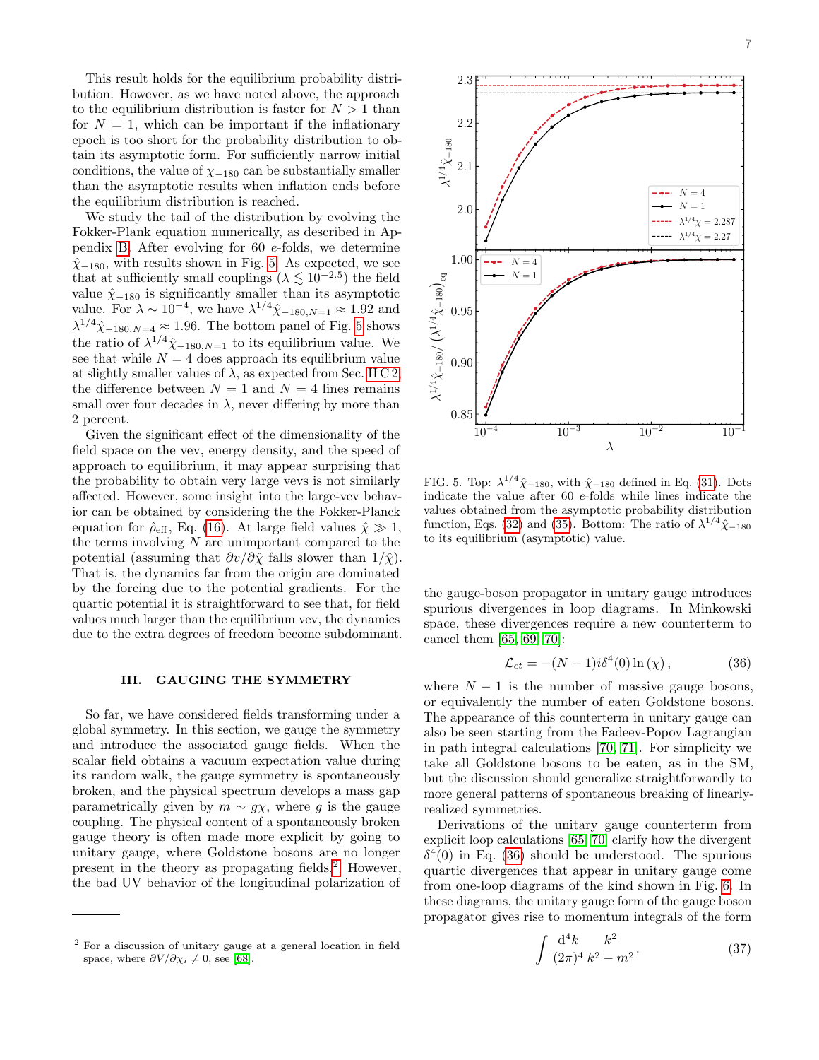This result holds for the equilibrium probability distribution. However, as we have noted above, the approach to the equilibrium distribution is faster for $N > 1$ than for $N = 1$, which can be important if the inflationary epoch is too short for the probability distribution to obtain its asymptotic form. For sufficiently narrow initial conditions, the value of $\chi_{-180}$ can be substantially smaller than the asymptotic results when inflation ends before the equilibrium distribution is reached.

We study the tail of the distribution by evolving the Fokker-Plank equation numerically, as described in Appendix B. After evolving for 60 $e$-folds, we determine $\hat{\chi}_{-180}$, with results shown in Fig. 5. As expected, we see that at sufficiently small couplings ($\lambda \lesssim 10^{-2.5}$) the field value $\hat{\chi}_{-180}$ is significantly smaller than its asymptotic value. For $\lambda \sim 10^{-4}$, we have $\lambda^{1/4}\hat{\chi}_{-180,N=1} \approx 1.92$ and $\lambda^{1/4}\hat{\chi}_{-180,N=4} \approx 1.96$. The bottom panel of Fig. 5 shows the ratio of $\lambda^{1/4}\hat{\chi}_{-180,N=1}$ to its equilibrium value. We see that while $N = 4$ does approach its equilibrium value at slightly smaller values of $\lambda$, as expected from Sec. II C 2, the difference between $N = 1$ and $N = 4$ lines remains small over four decades in $\lambda$, never differing by more than 2 percent.

Given the significant effect of the dimensionality of the field space on the vev, energy density, and the speed of approach to equilibrium, it may appear surprising that the probability to obtain very large vevs is not similarly affected. However, some insight into the large-vev behavior can be obtained by considering the the Fokker-Planck equation for $\hat{\rho}_{\text{eff}}$, Eq. (16). At large field values $\hat{\chi} \gg 1$, the terms involving $N$ are unimportant compared to the potential (assuming that $\partial v/\partial\hat{\chi}$ falls slower than $1/\hat{\chi}$). That is, the dynamics far from the origin are dominated by the forcing due to the potential gradients. For the quartic potential it is straightforward to see that, for field values much larger than the equilibrium vev, the dynamics due to the extra degrees of freedom become subdominant.

FIG. 5. Top: $\lambda^{1/4}\hat{\chi}_{-180}$, with $\hat{\chi}_{-180}$ defined in Eq. (31). Dots indicate the value after 60 $e$-folds while lines indicate the values obtained from the asymptotic probability distribution function, Eqs. (32) and (35). Bottom: The ratio of $\lambda^{1/4}\hat{\chi}_{-180}$ to its equilibrium (asymptotic) value.

## III. GAUGING THE SYMMETRY

So far, we have considered fields transforming under a global symmetry. In this section, we gauge the symmetry and introduce the associated gauge fields. When the scalar field obtains a vacuum expectation value during its random walk, the gauge symmetry is spontaneously broken, and the physical spectrum develops a mass gap parametrically given by $m \sim g\chi$, where $g$ is the gauge coupling. The physical content of a spontaneously broken gauge theory is often made more explicit by going to unitary gauge, where Goldstone bosons are no longer present in the theory as propagating fields.[2] However, the bad UV behavior of the longitudinal polarization of the gauge-boson propagator in unitary gauge introduces spurious divergences in loop diagrams. In Minkowski space, these divergences require a new counterterm to cancel them [65, 69, 70]:

$$\mathcal{L}_{ct} = -(N-1)i\delta^4(0)\ln(\chi)\,, \tag{36}$$

where $N - 1$ is the number of massive gauge bosons, or equivalently the number of eaten Goldstone bosons. The appearance of this counterterm in unitary gauge can also be seen starting from the Fadeev-Popov Lagrangian in path integral calculations [70, 71]. For simplicity we take all Goldstone bosons to be eaten, as in the SM, but the discussion should generalize straightforwardly to more general patterns of spontaneous breaking of linearly-realized symmetries.

Derivations of the unitary gauge counterterm from explicit loop calculations [65, 70] clarify how the divergent $\delta^4(0)$ in Eq. (36) should be understood. The spurious quartic divergences that appear in unitary gauge come from one-loop diagrams of the kind shown in Fig. 6. In these diagrams, the unitary gauge form of the gauge boson propagator gives rise to momentum integrals of the form

$$\int \frac{\mathrm{d}^4k}{(2\pi)^4}\frac{k^2}{k^2-m^2}. \tag{37}$$

[2] For a discussion of unitary gauge at a general location in field space, where $\partial V/\partial\chi_i \neq 0$, see [68].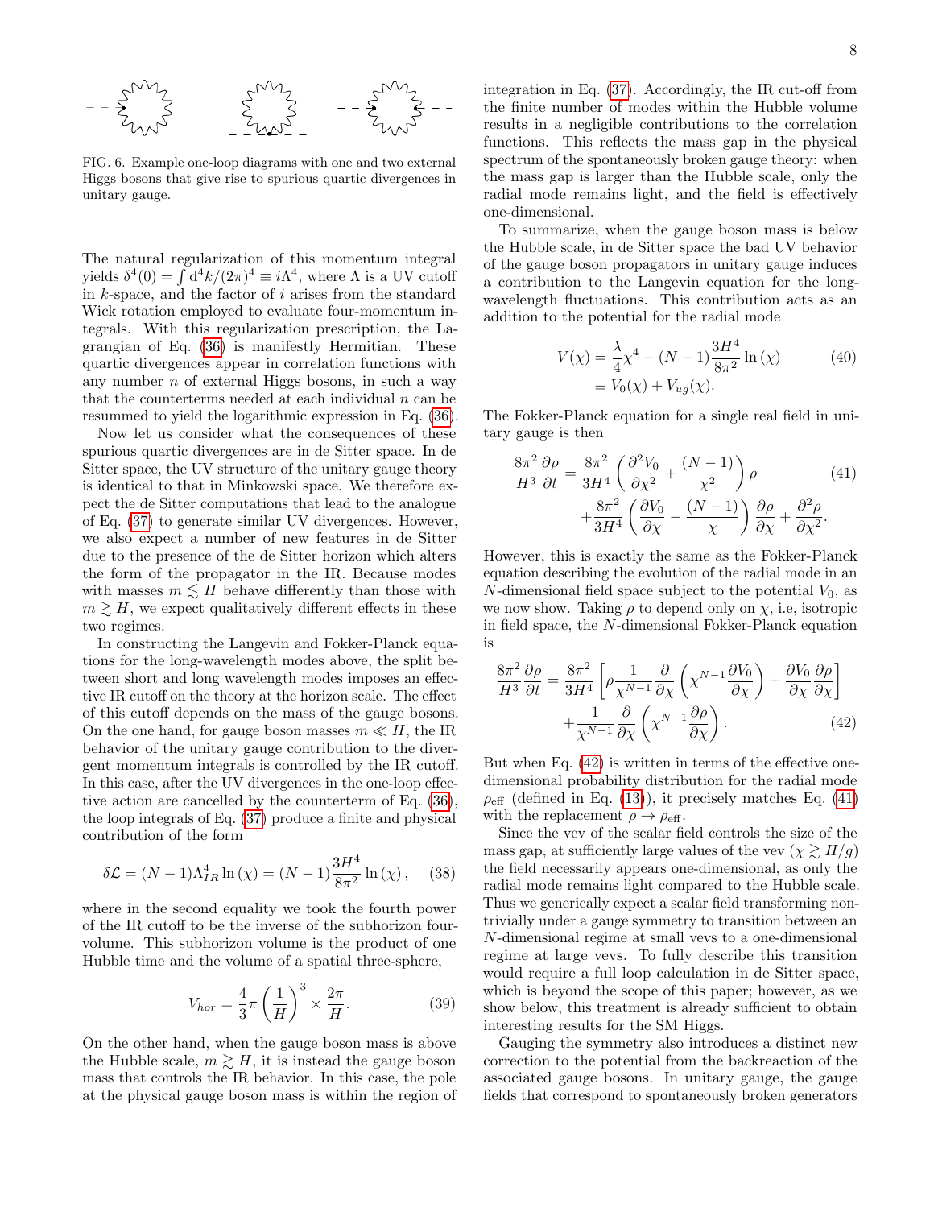FIG. 6. Example one-loop diagrams with one and two external Higgs bosons that give rise to spurious quartic divergences in unitary gauge.

The natural regularization of this momentum integral yields $\delta^4(0) = \int \mathrm{d}^4k/(2\pi)^4 \equiv i\Lambda^4$, where $\Lambda$ is a UV cutoff in $k$-space, and the factor of $i$ arises from the standard Wick rotation employed to evaluate four-momentum integrals. With this regularization prescription, the Lagrangian of Eq. (36) is manifestly Hermitian. These quartic divergences appear in correlation functions with any number $n$ of external Higgs bosons, in such a way that the counterterms needed at each individual $n$ can be resummed to yield the logarithmic expression in Eq. (36).

Now let us consider what the consequences of these spurious quartic divergences are in de Sitter space. In de Sitter space, the UV structure of the unitary gauge theory is identical to that in Minkowski space. We therefore expect the de Sitter computations that lead to the analogue of Eq. (37) to generate similar UV divergences. However, we also expect a number of new features in de Sitter due to the presence of the de Sitter horizon which alters the form of the propagator in the IR. Because modes with masses $m \lesssim H$ behave differently than those with $m \gtrsim H$, we expect qualitatively different effects in these two regimes.

In constructing the Langevin and Fokker-Planck equations for the long-wavelength modes above, the split between short and long wavelength modes imposes an effective IR cutoff on the theory at the horizon scale. The effect of this cutoff depends on the mass of the gauge bosons. On the one hand, for gauge boson masses $m \ll H$, the IR behavior of the unitary gauge contribution to the divergent momentum integrals is controlled by the IR cutoff. In this case, after the UV divergences in the one-loop effective action are cancelled by the counterterm of Eq. (36), the loop integrals of Eq. (37) produce a finite and physical contribution of the form

$$\delta\mathcal{L} = (N-1)\Lambda_{IR}^4 \ln(\chi) = (N-1)\frac{3H^4}{8\pi^2}\ln(\chi), \quad (38)$$

where in the second equality we took the fourth power of the IR cutoff to be the inverse of the subhorizon four-volume. This subhorizon volume is the product of one Hubble time and the volume of a spatial three-sphere,

$$V_{hor} = \frac{4}{3}\pi\left(\frac{1}{H}\right)^3 \times \frac{2\pi}{H}. \quad (39)$$

On the other hand, when the gauge boson mass is above the Hubble scale, $m \gtrsim H$, it is instead the gauge boson mass that controls the IR behavior. In this case, the pole at the physical gauge boson mass is within the region of integration in Eq. (37). Accordingly, the IR cut-off from the finite number of modes within the Hubble volume results in a negligible contributions to the correlation functions. This reflects the mass gap in the physical spectrum of the spontaneously broken gauge theory: when the mass gap is larger than the Hubble scale, only the radial mode remains light, and the field is effectively one-dimensional.

To summarize, when the gauge boson mass is below the Hubble scale, in de Sitter space the bad UV behavior of the gauge boson propagators in unitary gauge induces a contribution to the Langevin equation for the long-wavelength fluctuations. This contribution acts as an addition to the potential for the radial mode

$$\begin{aligned} V(\chi) &= \frac{\lambda}{4}\chi^4 - (N-1)\frac{3H^4}{8\pi^2}\ln(\chi) \\ &\equiv V_0(\chi) + V_{ug}(\chi). \end{aligned} \quad (40)$$

The Fokker-Planck equation for a single real field in unitary gauge is then

$$\begin{aligned} \frac{8\pi^2}{H^3}\frac{\partial\rho}{\partial t} &= \frac{8\pi^2}{3H^4}\left(\frac{\partial^2 V_0}{\partial\chi^2} + \frac{(N-1)}{\chi^2}\right)\rho \\ &+ \frac{8\pi^2}{3H^4}\left(\frac{\partial V_0}{\partial\chi} - \frac{(N-1)}{\chi}\right)\frac{\partial\rho}{\partial\chi} + \frac{\partial^2\rho}{\partial\chi^2}. \end{aligned} \quad (41)$$

However, this is exactly the same as the Fokker-Planck equation describing the evolution of the radial mode in an $N$-dimensional field space subject to the potential $V_0$, as we now show. Taking $\rho$ to depend only on $\chi$, i.e, isotropic in field space, the $N$-dimensional Fokker-Planck equation is

$$\begin{aligned} \frac{8\pi^2}{H^3}\frac{\partial\rho}{\partial t} &= \frac{8\pi^2}{3H^4}\left[\rho\frac{1}{\chi^{N-1}}\frac{\partial}{\partial\chi}\left(\chi^{N-1}\frac{\partial V_0}{\partial\chi}\right) + \frac{\partial V_0}{\partial\chi}\frac{\partial\rho}{\partial\chi}\right] \\ &+ \frac{1}{\chi^{N-1}}\frac{\partial}{\partial\chi}\left(\chi^{N-1}\frac{\partial\rho}{\partial\chi}\right). \end{aligned} \quad (42)$$

But when Eq. (42) is written in terms of the effective one-dimensional probability distribution for the radial mode $\rho_{\text{eff}}$ (defined in Eq. (13)), it precisely matches Eq. (41) with the replacement $\rho \to \rho_{\text{eff}}$.

Since the vev of the scalar field controls the size of the mass gap, at sufficiently large values of the vev ($\chi \gtrsim H/g$) the field necessarily appears one-dimensional, as only the radial mode remains light compared to the Hubble scale. Thus we generically expect a scalar field transforming non-trivially under a gauge symmetry to transition between an $N$-dimensional regime at small vevs to a one-dimensional regime at large vevs. To fully describe this transition would require a full loop calculation in de Sitter space, which is beyond the scope of this paper; however, as we show below, this treatment is already sufficient to obtain interesting results for the SM Higgs.

Gauging the symmetry also introduces a distinct new correction to the potential from the backreaction of the associated gauge bosons. In unitary gauge, the gauge fields that correspond to spontaneously broken generators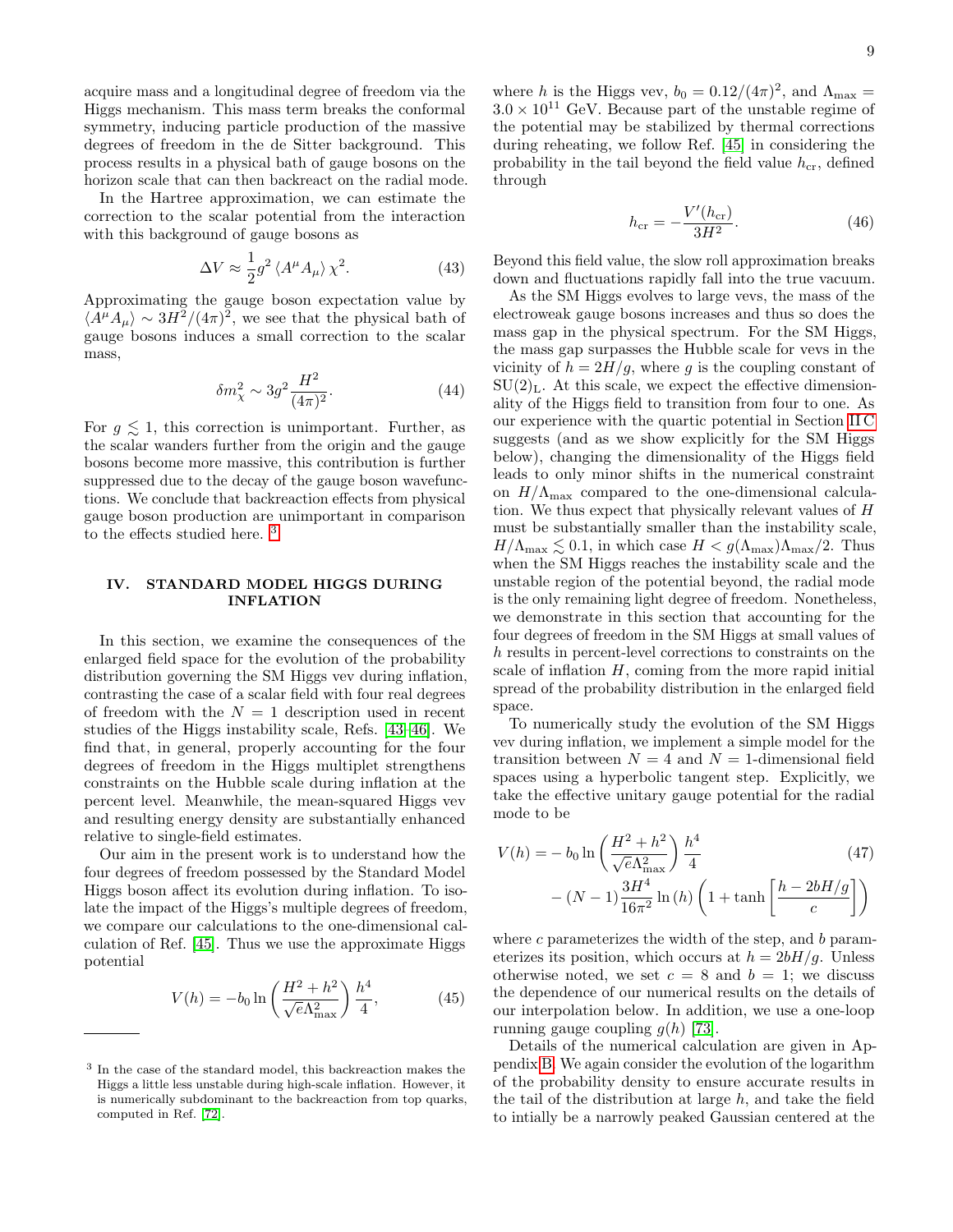acquire mass and a longitudinal degree of freedom via the Higgs mechanism. This mass term breaks the conformal symmetry, inducing particle production of the massive degrees of freedom in the de Sitter background. This process results in a physical bath of gauge bosons on the horizon scale that can then backreact on the radial mode.

In the Hartree approximation, we can estimate the correction to the scalar potential from the interaction with this background of gauge bosons as

$$\Delta V \approx \frac{1}{2} g^2 \langle A^\mu A_\mu \rangle \chi^2. \tag{43}$$

Approximating the gauge boson expectation value by $\langle A^\mu A_\mu \rangle \sim 3H^2/(4\pi)^2$, we see that the physical bath of gauge bosons induces a small correction to the scalar mass,

$$\delta m_\chi^2 \sim 3g^2 \frac{H^2}{(4\pi)^2}. \tag{44}$$

For $g \lesssim 1$, this correction is unimportant. Further, as the scalar wanders further from the origin and the gauge bosons become more massive, this contribution is further suppressed due to the decay of the gauge boson wavefunctions. We conclude that backreaction effects from physical gauge boson production are unimportant in comparison to the effects studied here. [3]

## IV. STANDARD MODEL HIGGS DURING INFLATION

In this section, we examine the consequences of the enlarged field space for the evolution of the probability distribution governing the SM Higgs vev during inflation, contrasting the case of a scalar field with four real degrees of freedom with the $N = 1$ description used in recent studies of the Higgs instability scale, Refs. [43–46]. We find that, in general, properly accounting for the four degrees of freedom in the Higgs multiplet strengthens constraints on the Hubble scale during inflation at the percent level. Meanwhile, the mean-squared Higgs vev and resulting energy density are substantially enhanced relative to single-field estimates.

Our aim in the present work is to understand how the four degrees of freedom possessed by the Standard Model Higgs boson affect its evolution during inflation. To isolate the impact of the Higgs's multiple degrees of freedom, we compare our calculations to the one-dimensional calculation of Ref. [45]. Thus we use the approximate Higgs potential

$$V(h) = -b_0 \ln\left(\frac{H^2 + h^2}{\sqrt{e}\Lambda_{\rm max}^2}\right)\frac{h^4}{4}, \tag{45}$$

where $h$ is the Higgs vev, $b_0 = 0.12/(4\pi)^2$, and $\Lambda_{\rm max} = 3.0 \times 10^{11}$ GeV. Because part of the unstable regime of the potential may be stabilized by thermal corrections during reheating, we follow Ref. [45] in considering the probability in the tail beyond the field value $h_{\rm cr}$, defined through

$$h_{\rm cr} = -\frac{V'(h_{\rm cr})}{3H^2}. \tag{46}$$

Beyond this field value, the slow roll approximation breaks down and fluctuations rapidly fall into the true vacuum.

As the SM Higgs evolves to large vevs, the mass of the electroweak gauge bosons increases and thus so does the mass gap in the physical spectrum. For the SM Higgs, the mass gap surpasses the Hubble scale for vevs in the vicinity of $h = 2H/g$, where $g$ is the coupling constant of $\mathrm{SU}(2)_\mathrm{L}$. At this scale, we expect the effective dimensionality of the Higgs field to transition from four to one. As our experience with the quartic potential in Section II C suggests (and as we show explicitly for the SM Higgs below), changing the dimensionality of the Higgs field leads to only minor shifts in the numerical constraint on $H/\Lambda_{\rm max}$ compared to the one-dimensional calculation. We thus expect that physically relevant values of $H$ must be substantially smaller than the instability scale, $H/\Lambda_{\rm max} \lesssim 0.1$, in which case $H < g(\Lambda_{\rm max})\Lambda_{\rm max}/2$. Thus when the SM Higgs reaches the instability scale and the unstable region of the potential beyond, the radial mode is the only remaining light degree of freedom. Nonetheless, we demonstrate in this section that accounting for the four degrees of freedom in the SM Higgs at small values of $h$ results in percent-level corrections to constraints on the scale of inflation $H$, coming from the more rapid initial spread of the probability distribution in the enlarged field space.

To numerically study the evolution of the SM Higgs vev during inflation, we implement a simple model for the transition between $N = 4$ and $N = 1$-dimensional field spaces using a hyperbolic tangent step. Explicitly, we take the effective unitary gauge potential for the radial mode to be

$$\begin{aligned} V(h) = &-b_0 \ln\left(\frac{H^2 + h^2}{\sqrt{e}\Lambda_{\rm max}^2}\right)\frac{h^4}{4} \\ &-(N-1)\frac{3H^4}{16\pi^2}\ln(h)\left(1 + \tanh\left[\frac{h - 2bH/g}{c}\right]\right) \end{aligned} \tag{47}$$

where $c$ parameterizes the width of the step, and $b$ parameterizes its position, which occurs at $h = 2bH/g$. Unless otherwise noted, we set $c = 8$ and $b = 1$; we discuss the dependence of our numerical results on the details of our interpolation below. In addition, we use a one-loop running gauge coupling $g(h)$ [73].

Details of the numerical calculation are given in Appendix B. We again consider the evolution of the logarithm of the probability density to ensure accurate results in the tail of the distribution at large $h$, and take the field to intially be a narrowly peaked Gaussian centered at the

---

[3] In the case of the standard model, this backreaction makes the Higgs a little less unstable during high-scale inflation. However, it is numerically subdominant to the backreaction from top quarks, computed in Ref. [72].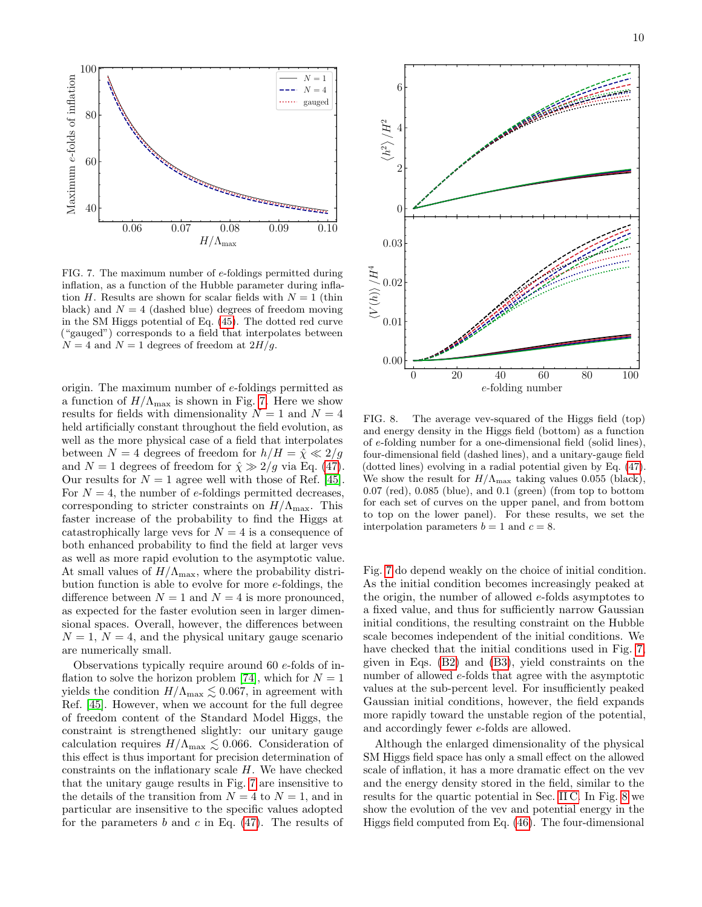FIG. 7. The maximum number of $e$-foldings permitted during inflation, as a function of the Hubble parameter during inflation $H$. Results are shown for scalar fields with $N = 1$ (thin black) and $N = 4$ (dashed blue) degrees of freedom moving in the SM Higgs potential of Eq. (45). The dotted red curve ("gauged") corresponds to a field that interpolates between $N = 4$ and $N = 1$ degrees of freedom at $2H/g$.

origin. The maximum number of $e$-foldings permitted as a function of $H/\Lambda_{\rm max}$ is shown in Fig. 7. Here we show results for fields with dimensionality $N = 1$ and $N = 4$ held artificially constant throughout the field evolution, as well as the more physical case of a field that interpolates between $N = 4$ degrees of freedom for $h/H = \hat{\chi} \ll 2/g$ and $N = 1$ degrees of freedom for $\hat{\chi} \gg 2/g$ via Eq. (47). Our results for $N = 1$ agree well with those of Ref. [45]. For $N = 4$, the number of $e$-foldings permitted decreases, corresponding to stricter constraints on $H/\Lambda_{\rm max}$. This faster increase of the probability to find the Higgs at catastrophically large vevs for $N = 4$ is a consequence of both enhanced probability to find the field at larger vevs as well as more rapid evolution to the asymptotic value. At small values of $H/\Lambda_{\rm max}$, where the probability distribution function is able to evolve for more $e$-foldings, the difference between $N = 1$ and $N = 4$ is more pronounced, as expected for the faster evolution seen in larger dimensional spaces. Overall, however, the differences between $N = 1$, $N = 4$, and the physical unitary gauge scenario are numerically small.

Observations typically require around 60 $e$-folds of inflation to solve the horizon problem [74], which for $N = 1$ yields the condition $H/\Lambda_{\rm max} \lesssim 0.067$, in agreement with Ref. [45]. However, when we account for the full degree of freedom content of the Standard Model Higgs, the constraint is strengthened slightly: our unitary gauge calculation requires $H/\Lambda_{\rm max} \lesssim 0.066$. Consideration of this effect is thus important for precision determination of constraints on the inflationary scale $H$. We have checked that the unitary gauge results in Fig. 7 are insensitive to the details of the transition from $N = 4$ to $N = 1$, and in particular are insensitive to the specific values adopted for the parameters $b$ and $c$ in Eq. (47). The results of Fig. 7 do depend weakly on the choice of initial condition. As the initial condition becomes increasingly peaked at the origin, the number of allowed $e$-folds asymptotes to a fixed value, and thus for sufficiently narrow Gaussian initial conditions, the resulting constraint on the Hubble scale becomes independent of the initial conditions. We have checked that the initial conditions used in Fig. 7, given in Eqs. (B2) and (B3), yield constraints on the number of allowed $e$-folds that agree with the asymptotic values at the sub-percent level. For insufficiently peaked Gaussian initial conditions, however, the field expands more rapidly toward the unstable region of the potential, and accordingly fewer $e$-folds are allowed.

FIG. 8. The average vev-squared of the Higgs field (top) and energy density in the Higgs field (bottom) as a function of $e$-folding number for a one-dimensional field (solid lines), four-dimensional field (dashed lines), and a unitary-gauge field (dotted lines) evolving in a radial potential given by Eq. (47). We show the result for $H/\Lambda_{\rm max}$ taking values 0.055 (black), 0.07 (red), 0.085 (blue), and 0.1 (green) (from top to bottom for each set of curves on the upper panel, and from bottom to top on the lower panel). For these results, we set the interpolation parameters $b = 1$ and $c = 8$.

Although the enlarged dimensionality of the physical SM Higgs field space has only a small effect on the allowed scale of inflation, it has a more dramatic effect on the vev and the energy density stored in the field, similar to the results for the quartic potential in Sec. II C. In Fig. 8 we show the evolution of the vev and potential energy in the Higgs field computed from Eq. (46). The four-dimensional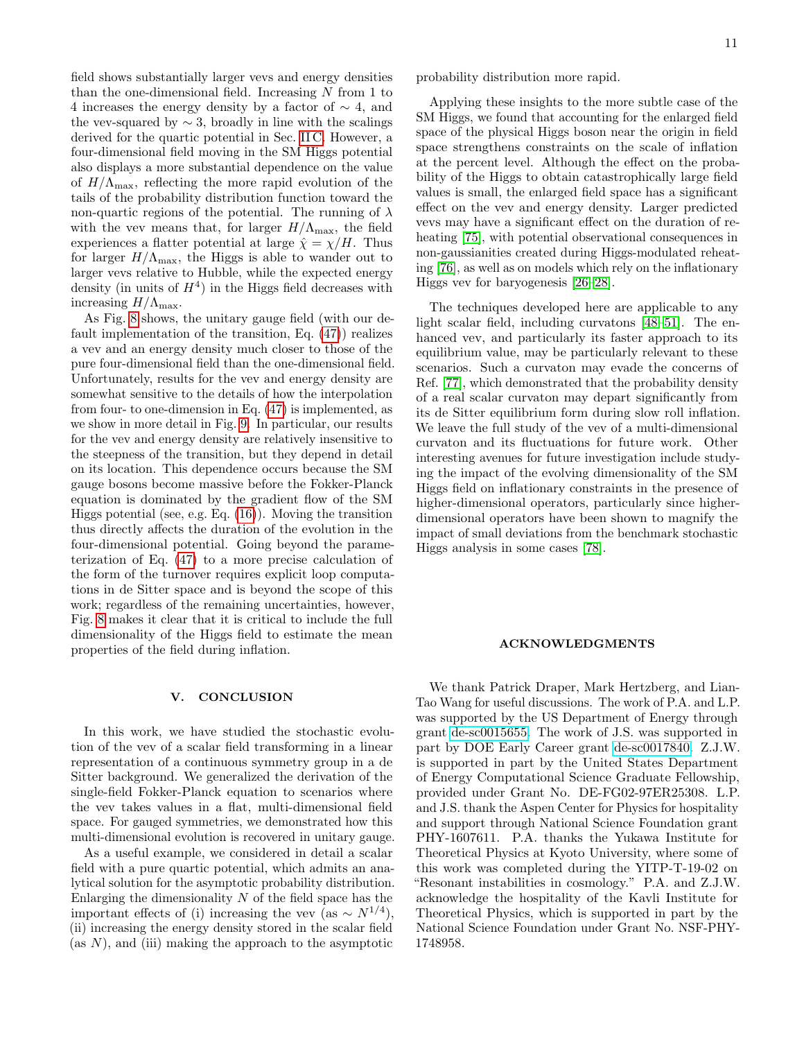field shows substantially larger vevs and energy densities than the one-dimensional field. Increasing $N$ from 1 to 4 increases the energy density by a factor of $\sim 4$, and the vev-squared by $\sim 3$, broadly in line with the scalings derived for the quartic potential in Sec. II C. However, a four-dimensional field moving in the SM Higgs potential also displays a more substantial dependence on the value of $H/\Lambda_{\rm max}$, reflecting the more rapid evolution of the tails of the probability distribution function toward the non-quartic regions of the potential. The running of $\lambda$ with the vev means that, for larger $H/\Lambda_{\rm max}$, the field experiences a flatter potential at large $\hat{\chi} = \chi/H$. Thus for larger $H/\Lambda_{\rm max}$, the Higgs is able to wander out to larger vevs relative to Hubble, while the expected energy density (in units of $H^4$) in the Higgs field decreases with increasing $H/\Lambda_{\rm max}$.

As Fig. 8 shows, the unitary gauge field (with our default implementation of the transition, Eq. (47)) realizes a vev and an energy density much closer to those of the pure four-dimensional field than the one-dimensional field. Unfortunately, results for the vev and energy density are somewhat sensitive to the details of how the interpolation from four- to one-dimension in Eq. (47) is implemented, as we show in more detail in Fig. 9. In particular, our results for the vev and energy density are relatively insensitive to the steepness of the transition, but they depend in detail on its location. This dependence occurs because the SM gauge bosons become massive before the Fokker-Planck equation is dominated by the gradient flow of the SM Higgs potential (see, e.g. Eq. (16)). Moving the transition thus directly affects the duration of the evolution in the four-dimensional potential. Going beyond the parameterization of Eq. (47) to a more precise calculation of the form of the turnover requires explicit loop computations in de Sitter space and is beyond the scope of this work; regardless of the remaining uncertainties, however, Fig. 8 makes it clear that it is critical to include the full dimensionality of the Higgs field to estimate the mean properties of the field during inflation.

## V. CONCLUSION

In this work, we have studied the stochastic evolution of the vev of a scalar field transforming in a linear representation of a continuous symmetry group in a de Sitter background. We generalized the derivation of the single-field Fokker-Planck equation to scenarios where the vev takes values in a flat, multi-dimensional field space. For gauged symmetries, we demonstrated how this multi-dimensional evolution is recovered in unitary gauge.

As a useful example, we considered in detail a scalar field with a pure quartic potential, which admits an analytical solution for the asymptotic probability distribution. Enlarging the dimensionality $N$ of the field space has the important effects of (i) increasing the vev (as $\sim N^{1/4}$), (ii) increasing the energy density stored in the scalar field (as $N$), and (iii) making the approach to the asymptotic probability distribution more rapid.

Applying these insights to the more subtle case of the SM Higgs, we found that accounting for the enlarged field space of the physical Higgs boson near the origin in field space strengthens constraints on the scale of inflation at the percent level. Although the effect on the probability of the Higgs to obtain catastrophically large field values is small, the enlarged field space has a significant effect on the vev and energy density. Larger predicted vevs may have a significant effect on the duration of reheating [75], with potential observational consequences in non-gaussianities created during Higgs-modulated reheating [76], as well as on models which rely on the inflationary Higgs vev for baryogenesis [26–28].

The techniques developed here are applicable to any light scalar field, including curvatons [48–51]. The enhanced vev, and particularly its faster approach to its equilibrium value, may be particularly relevant to these scenarios. Such a curvaton may evade the concerns of Ref. [77], which demonstrated that the probability density of a real scalar curvaton may depart significantly from its de Sitter equilibrium form during slow roll inflation. We leave the full study of the vev of a multi-dimensional curvaton and its fluctuations for future work. Other interesting avenues for future investigation include studying the impact of the evolving dimensionality of the SM Higgs field on inflationary constraints in the presence of higher-dimensional operators, particularly since higher-dimensional operators have been shown to magnify the impact of small deviations from the benchmark stochastic Higgs analysis in some cases [78].

## ACKNOWLEDGMENTS

We thank Patrick Draper, Mark Hertzberg, and Lian-Tao Wang for useful discussions. The work of P.A. and L.P. was supported by the US Department of Energy through grant de-sc0015655. The work of J.S. was supported in part by DOE Early Career grant de-sc0017840. Z.J.W. is supported in part by the United States Department of Energy Computational Science Graduate Fellowship, provided under Grant No. DE-FG02-97ER25308. L.P. and J.S. thank the Aspen Center for Physics for hospitality and support through National Science Foundation grant PHY-1607611. P.A. thanks the Yukawa Institute for Theoretical Physics at Kyoto University, where some of this work was completed during the YITP-T-19-02 on "Resonant instabilities in cosmology." P.A. and Z.J.W. acknowledge the hospitality of the Kavli Institute for Theoretical Physics, which is supported in part by the National Science Foundation under Grant No. NSF-PHY-1748958.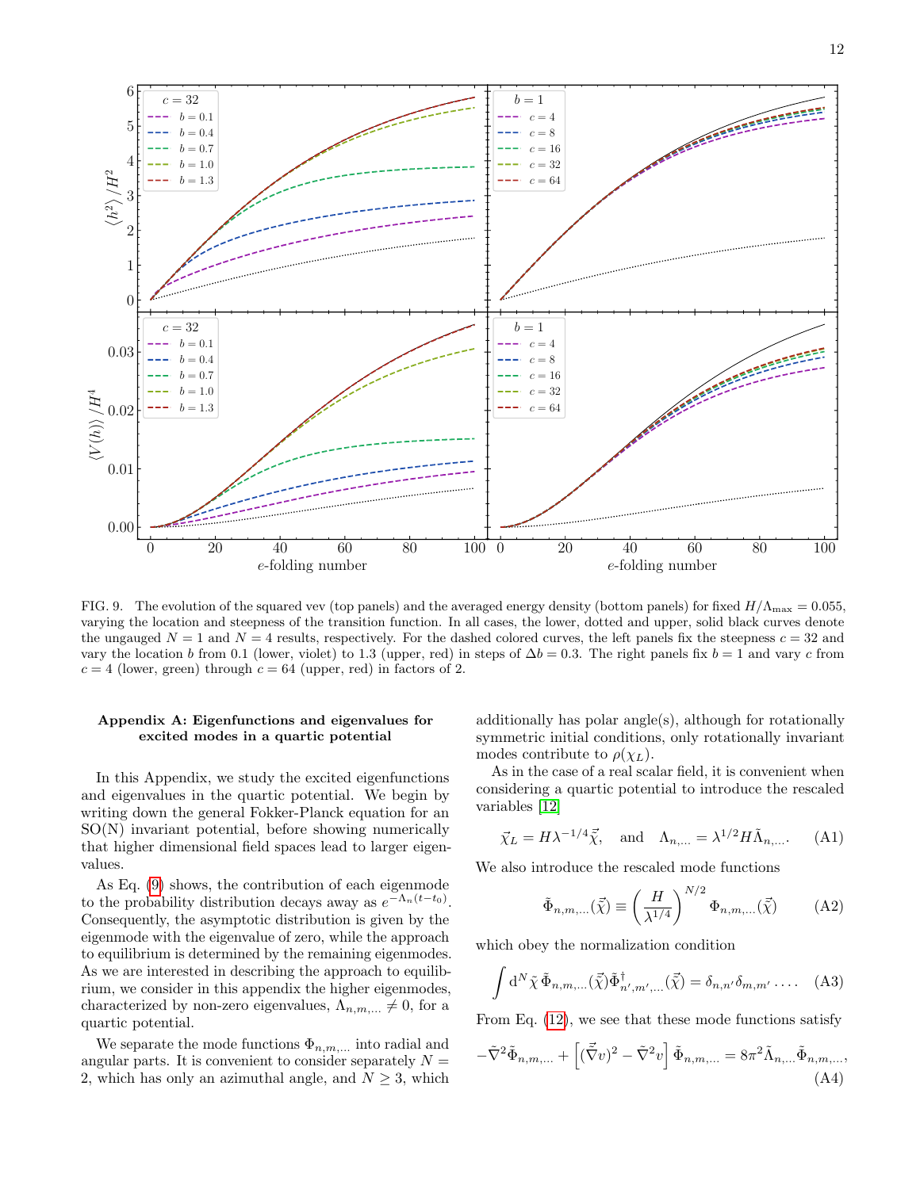FIG. 9. The evolution of the squared vev (top panels) and the averaged energy density (bottom panels) for fixed $H/\Lambda_{\max} = 0.055$, varying the location and steepness of the transition function. In all cases, the lower, dotted and upper, solid black curves denote the ungauged $N=1$ and $N=4$ results, respectively. For the dashed colored curves, the left panels fix the steepness $c=32$ and vary the location $b$ from 0.1 (lower, violet) to 1.3 (upper, red) in steps of $\Delta b = 0.3$. The right panels fix $b=1$ and vary $c$ from $c=4$ (lower, green) through $c=64$ (upper, red) in factors of 2.

### Appendix A: Eigenfunctions and eigenvalues for excited modes in a quartic potential

In this Appendix, we study the excited eigenfunctions and eigenvalues in the quartic potential. We begin by writing down the general Fokker-Planck equation for an SO(N) invariant potential, before showing numerically that higher dimensional field spaces lead to larger eigenvalues.

As Eq. (9) shows, the contribution of each eigenmode to the probability distribution decays away as $e^{-\Lambda_n(t-t_0)}$. Consequently, the asymptotic distribution is given by the eigenmode with the eigenvalue of zero, while the approach to equilibrium is determined by the remaining eigenmodes. As we are interested in describing the approach to equilibrium, we consider in this appendix the higher eigenmodes, characterized by non-zero eigenvalues, $\Lambda_{n,m,\ldots} \neq 0$, for a quartic potential.

We separate the mode functions $\Phi_{n,m,\ldots}$ into radial and angular parts. It is convenient to consider separately $N=2$, which has only an azimuthal angle, and $N \geq 3$, which additionally has polar angle(s), although for rotationally symmetric initial conditions, only rotationally invariant modes contribute to $\rho(\chi_L)$.

As in the case of a real scalar field, it is convenient when considering a quartic potential to introduce the rescaled variables [12]

$$\vec{\chi}_L = H\lambda^{-1/4}\vec{\tilde{\chi}}, \quad \text{and} \quad \Lambda_{n,\ldots} = \lambda^{1/2}H\tilde{\Lambda}_{n,\ldots}. \tag{A1}$$

We also introduce the rescaled mode functions

$$\tilde{\Phi}_{n,m,\ldots}(\vec{\tilde{\chi}}) \equiv \left(\frac{H}{\lambda^{1/4}}\right)^{N/2} \Phi_{n,m,\ldots}(\vec{\tilde{\chi}}) \tag{A2}$$

which obey the normalization condition

$$\int \mathrm{d}^N\tilde{\chi}\, \tilde{\Phi}_{n,m,\ldots}(\vec{\tilde{\chi}})\tilde{\Phi}^\dagger_{n',m',\ldots}(\vec{\tilde{\chi}}) = \delta_{n,n'}\delta_{m,m'}\ldots. \tag{A3}$$

From Eq. (12), we see that these mode functions satisfy

$$-\tilde{\nabla}^2\tilde{\Phi}_{n,m,\ldots} + \left[(\vec{\tilde{\nabla}}v)^2 - \tilde{\nabla}^2 v\right]\tilde{\Phi}_{n,m,\ldots} = 8\pi^2\tilde{\Lambda}_{n,\ldots}\tilde{\Phi}_{n,m,\ldots}, \tag{A4}$$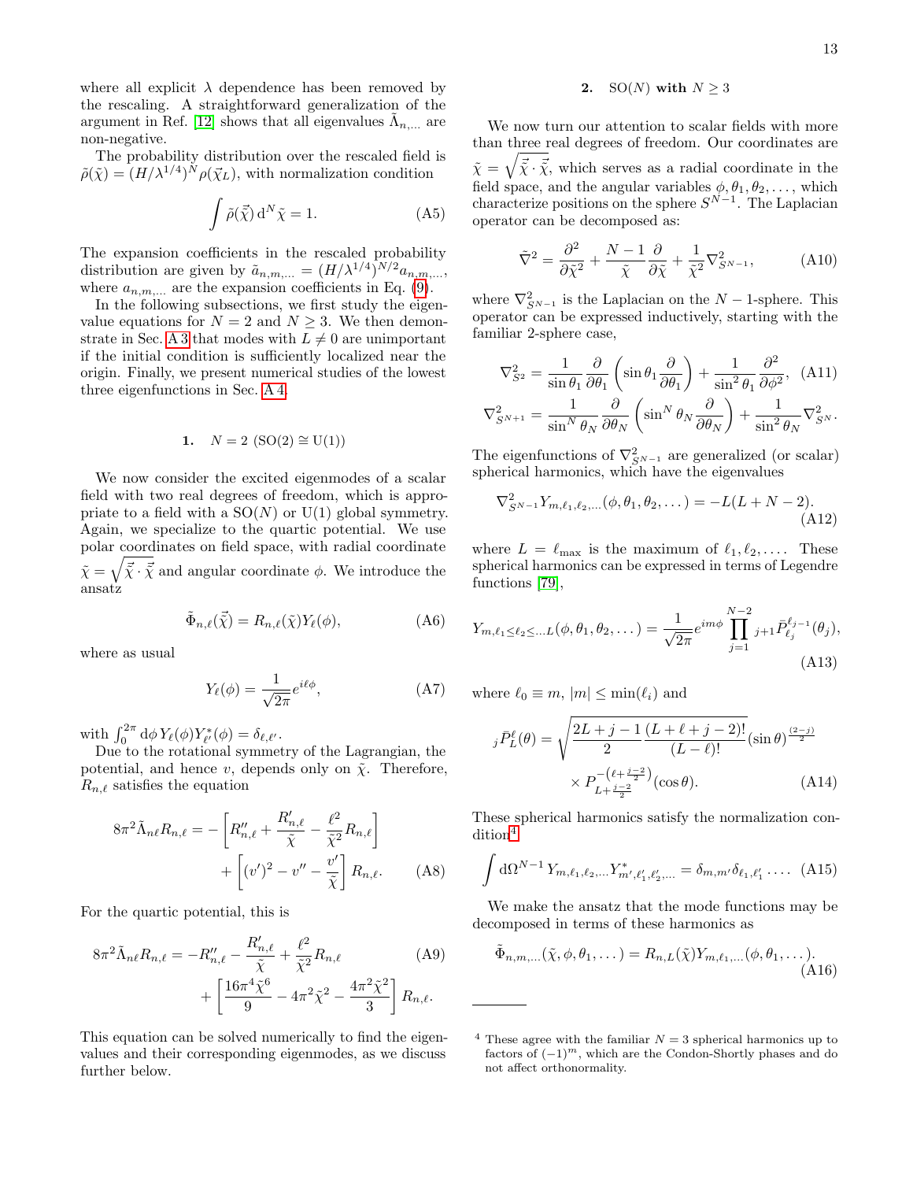where all explicit $\lambda$ dependence has been removed by the rescaling. A straightforward generalization of the argument in Ref. [12] shows that all eigenvalues $\tilde{\Lambda}_{n,\dots}$ are non-negative.

The probability distribution over the rescaled field is $\tilde{\rho}(\tilde{\chi}) = (H/\lambda^{1/4})^N \rho(\vec{\chi}_L)$, with normalization condition

$$\int \tilde{\rho}(\vec{\tilde{\chi}})\, \mathrm{d}^N\tilde{\chi} = 1. \tag{A5}$$

The expansion coefficients in the rescaled probability distribution are given by $\tilde{a}_{n,m,\dots} = (H/\lambda^{1/4})^{N/2} a_{n,m,\dots}$, where $a_{n,m,\dots}$ are the expansion coefficients in Eq. (9).

In the following subsections, we first study the eigenvalue equations for $N = 2$ and $N \geq 3$. We then demonstrate in Sec. A 3 that modes with $L \neq 0$ are unimportant if the initial condition is sufficiently localized near the origin. Finally, we present numerical studies of the lowest three eigenfunctions in Sec. A 4.

### 1. $N = 2$ (SO(2) $\cong$ U(1))

We now consider the excited eigenmodes of a scalar field with two real degrees of freedom, which is appropriate to a field with a SO($N$) or U(1) global symmetry. Again, we specialize to the quartic potential. We use polar coordinates on field space, with radial coordinate $\tilde{\chi} = \sqrt{\vec{\tilde{\chi}} \cdot \vec{\tilde{\chi}}}$ and angular coordinate $\phi$. We introduce the ansatz

$$\tilde{\Phi}_{n,\ell}(\vec{\tilde{\chi}}) = R_{n,\ell}(\tilde{\chi}) Y_\ell(\phi), \tag{A6}$$

where as usual

$$Y_\ell(\phi) = \frac{1}{\sqrt{2\pi}} e^{i\ell\phi}, \tag{A7}$$

with $\int_0^{2\pi} \mathrm{d}\phi\, Y_\ell(\phi) Y^*_{\ell'}(\phi) = \delta_{\ell,\ell'}$.

Due to the rotational symmetry of the Lagrangian, the potential, and hence $v$, depends only on $\tilde{\chi}$. Therefore, $R_{n,\ell}$ satisfies the equation

$$8\pi^2 \tilde{\Lambda}_{n\ell} R_{n,\ell} = -\left[R''_{n,\ell} + \frac{R'_{n,\ell}}{\tilde{\chi}} - \frac{\ell^2}{\tilde{\chi}^2} R_{n,\ell}\right] + \left[(v')^2 - v'' - \frac{v'}{\tilde{\chi}}\right] R_{n,\ell}. \tag{A8}$$

For the quartic potential, this is

$$8\pi^2 \tilde{\Lambda}_{n\ell} R_{n,\ell} = -R''_{n,\ell} - \frac{R'_{n,\ell}}{\tilde{\chi}} + \frac{\ell^2}{\tilde{\chi}^2} R_{n,\ell} + \left[\frac{16\pi^4 \tilde{\chi}^6}{9} - 4\pi^2 \tilde{\chi}^2 - \frac{4\pi^2 \tilde{\chi}^2}{3}\right] R_{n,\ell}. \tag{A9}$$

This equation can be solved numerically to find the eigenvalues and their corresponding eigenmodes, as we discuss further below.

### 2. SO($N$) with $N \geq 3$

We now turn our attention to scalar fields with more than three real degrees of freedom. Our coordinates are $\tilde{\chi} = \sqrt{\vec{\tilde{\chi}} \cdot \vec{\tilde{\chi}}}$, which serves as a radial coordinate in the field space, and the angular variables $\phi, \theta_1, \theta_2, \dots$, which characterize positions on the sphere $S^{N-1}$. The Laplacian operator can be decomposed as:

$$\tilde{\nabla}^2 = \frac{\partial^2}{\partial \tilde{\chi}^2} + \frac{N-1}{\tilde{\chi}} \frac{\partial}{\partial \tilde{\chi}} + \frac{1}{\tilde{\chi}^2} \nabla^2_{S^{N-1}}, \tag{A10}$$

where $\nabla^2_{S^{N-1}}$ is the Laplacian on the $N-1$-sphere. This operator can be expressed inductively, starting with the familiar 2-sphere case,

$$\nabla^2_{S^2} = \frac{1}{\sin\theta_1} \frac{\partial}{\partial \theta_1}\left(\sin\theta_1 \frac{\partial}{\partial\theta_1}\right) + \frac{1}{\sin^2\theta_1} \frac{\partial^2}{\partial \phi^2}, \tag{A11}$$

$$\nabla^2_{S^{N+1}} = \frac{1}{\sin^N\theta_N} \frac{\partial}{\partial \theta_N}\left(\sin^N\theta_N \frac{\partial}{\partial\theta_N}\right) + \frac{1}{\sin^2\theta_N} \nabla^2_{S^N}.$$

The eigenfunctions of $\nabla^2_{S^{N-1}}$ are generalized (or scalar) spherical harmonics, which have the eigenvalues

$$\nabla^2_{S^{N-1}} Y_{m,\ell_1,\ell_2,\dots}(\phi, \theta_1, \theta_2, \dots) = -L(L+N-2). \tag{A12}$$

where $L = \ell_{\max}$ is the maximum of $\ell_1, \ell_2, \dots$. These spherical harmonics can be expressed in terms of Legendre functions [79],

$$Y_{m,\ell_1 \leq \ell_2 \leq \dots L}(\phi, \theta_1, \theta_2, \dots) = \frac{1}{\sqrt{2\pi}} e^{im\phi} \prod_{j=1}^{N-2} {}_{j+1}\bar{P}^{\ell_{j-1}}_{\ell_j}(\theta_j), \tag{A13}$$

where $\ell_0 \equiv m$, $|m| \leq \min(\ell_i)$ and

$${}_j\bar{P}^{\ell}_{L}(\theta) = \sqrt{\frac{2L+j-1}{2} \frac{(L+\ell+j-2)!}{(L-\ell)!}} (\sin\theta)^{\frac{(2-j)}{2}} \times P^{-\left(\ell + \frac{j-2}{2}\right)}_{L+\frac{j-2}{2}}(\cos\theta). \tag{A14}$$

These spherical harmonics satisfy the normalization condition[4]

$$\int \mathrm{d}\Omega^{N-1}\, Y_{m,\ell_1,\ell_2,\dots} Y^*_{m',\ell'_1,\ell'_2,\dots} = \delta_{m,m'} \delta_{\ell_1,\ell'_1} \dots \tag{A15}$$

We make the ansatz that the mode functions may be decomposed in terms of these harmonics as

$$\tilde{\Phi}_{n,m,\dots}(\tilde{\chi}, \phi, \theta_1, \dots) = R_{n,L}(\tilde{\chi}) Y_{m,\ell_1,\dots}(\phi, \theta_1, \dots). \tag{A16}$$

---

[4] These agree with the familiar $N = 3$ spherical harmonics up to factors of $(-1)^m$, which are the Condon-Shortly phases and do not affect orthonormality.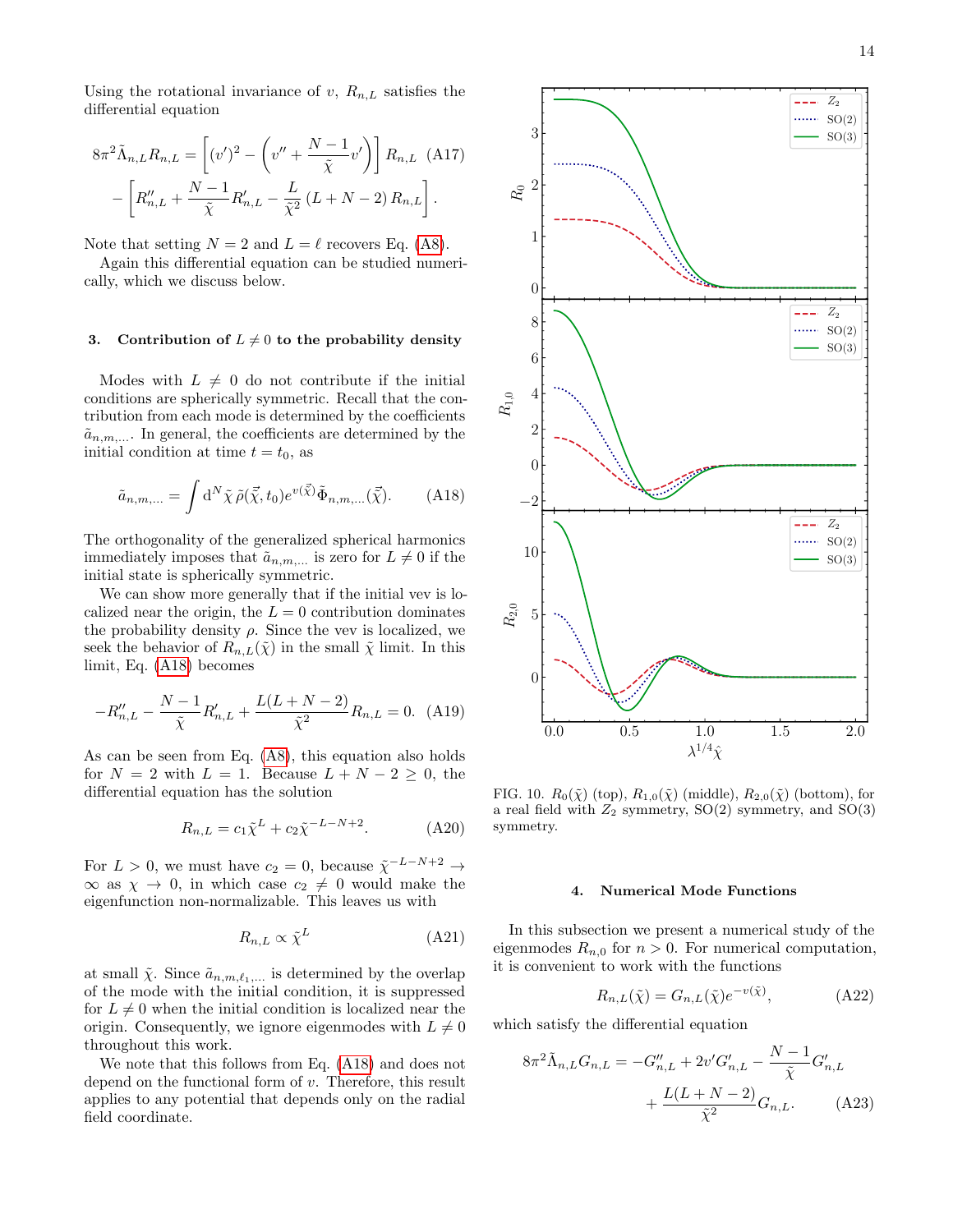Using the rotational invariance of $v$, $R_{n,L}$ satisfies the differential equation

$$8\pi^2\tilde{\Lambda}_{n,L}R_{n,L} = \left[(v')^2 - \left(v'' + \frac{N-1}{\tilde{\chi}}v'\right)\right]R_{n,L} - \left[R''_{n,L} + \frac{N-1}{\tilde{\chi}}R'_{n,L} - \frac{L}{\tilde{\chi}^2}(L+N-2)R_{n,L}\right]. \quad \text{(A17)}$$

Note that setting $N=2$ and $L=\ell$ recovers Eq. (A8).

Again this differential equation can be studied numerically, which we discuss below.

### 3. Contribution of $L \neq 0$ to the probability density

Modes with $L \neq 0$ do not contribute if the initial conditions are spherically symmetric. Recall that the contribution from each mode is determined by the coefficients $\tilde{a}_{n,m,\ldots}$. In general, the coefficients are determined by the initial condition at time $t=t_0$, as

$$\tilde{a}_{n,m,\ldots} = \int \mathrm{d}^N\tilde{\chi}\,\tilde{\rho}(\vec{\tilde{\chi}},t_0)e^{v(\vec{\tilde{\chi}})}\tilde{\Phi}_{n,m,\ldots}(\vec{\tilde{\chi}}). \quad \text{(A18)}$$

The orthogonality of the generalized spherical harmonics immediately imposes that $\tilde{a}_{n,m,\ldots}$ is zero for $L \neq 0$ if the initial state is spherically symmetric.

We can show more generally that if the initial vev is localized near the origin, the $L=0$ contribution dominates the probability density $\rho$. Since the vev is localized, we seek the behavior of $R_{n,L}(\tilde{\chi})$ in the small $\tilde{\chi}$ limit. In this limit, Eq. (A18) becomes

$$-R''_{n,L} - \frac{N-1}{\tilde{\chi}}R'_{n,L} + \frac{L(L+N-2)}{\tilde{\chi}^2}R_{n,L} = 0. \quad \text{(A19)}$$

As can be seen from Eq. (A8), this equation also holds for $N=2$ with $L=1$. Because $L+N-2 \geq 0$, the differential equation has the solution

$$R_{n,L} = c_1\tilde{\chi}^L + c_2\tilde{\chi}^{-L-N+2}. \quad \text{(A20)}$$

For $L>0$, we must have $c_2=0$, because $\tilde{\chi}^{-L-N+2} \to \infty$ as $\chi \to 0$, in which case $c_2 \neq 0$ would make the eigenfunction non-normalizable. This leaves us with

$$R_{n,L} \propto \tilde{\chi}^L \quad \text{(A21)}$$

at small $\tilde{\chi}$. Since $\tilde{a}_{n,m,\ell_1,\ldots}$ is determined by the overlap of the mode with the initial condition, it is suppressed for $L \neq 0$ when the initial condition is localized near the origin. Consequently, we ignore eigenmodes with $L \neq 0$ throughout this work.

We note that this follows from Eq. (A18) and does not depend on the functional form of $v$. Therefore, this result applies to any potential that depends only on the radial field coordinate.

FIG. 10. $R_0(\tilde{\chi})$ (top), $R_{1,0}(\tilde{\chi})$ (middle), $R_{2,0}(\tilde{\chi})$ (bottom), for a real field with $Z_2$ symmetry, SO(2) symmetry, and SO(3) symmetry.

### 4. Numerical Mode Functions

In this subsection we present a numerical study of the eigenmodes $R_{n,0}$ for $n>0$. For numerical computation, it is convenient to work with the functions

$$R_{n,L}(\tilde{\chi}) = G_{n,L}(\tilde{\chi})e^{-v(\tilde{\chi})}, \quad \text{(A22)}$$

which satisfy the differential equation

$$8\pi^2\tilde{\Lambda}_{n,L}G_{n,L} = -G''_{n,L} + 2v'G'_{n,L} - \frac{N-1}{\tilde{\chi}}G'_{n,L} + \frac{L(L+N-2)}{\tilde{\chi}^2}G_{n,L}. \quad \text{(A23)}$$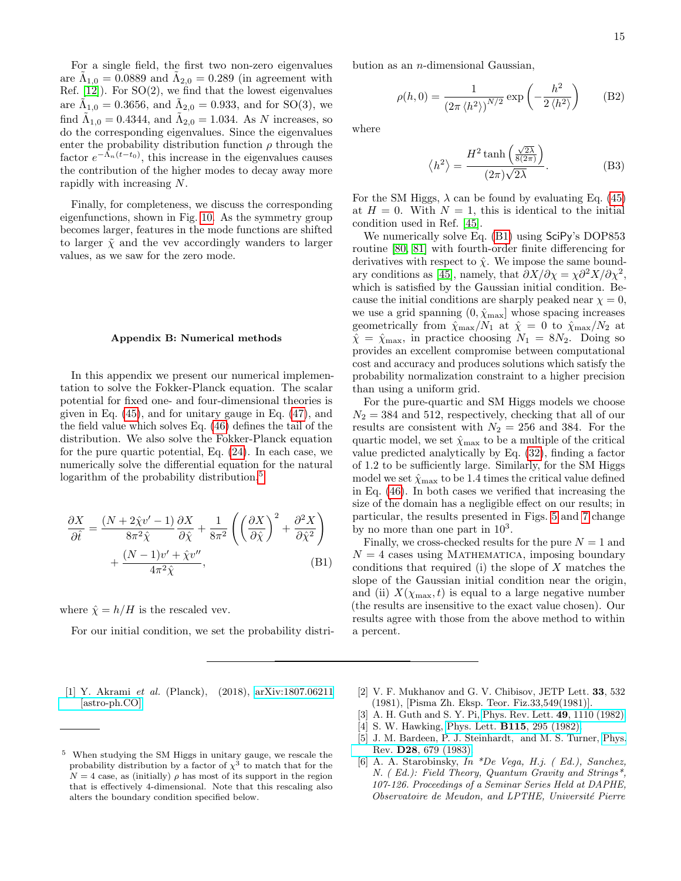For a single field, the first two non-zero eigenvalues are $\tilde{\Lambda}_{1,0} = 0.0889$ and $\tilde{\Lambda}_{2,0} = 0.289$ (in agreement with Ref. [12]). For SO(2), we find that the lowest eigenvalues are $\tilde{\Lambda}_{1,0} = 0.3656$, and $\tilde{\Lambda}_{2,0} = 0.933$, and for SO(3), we find $\tilde{\Lambda}_{1,0} = 0.4344$, and $\tilde{\Lambda}_{2,0} = 1.034$. As $N$ increases, so do the corresponding eigenvalues. Since the eigenvalues enter the probability distribution function $\rho$ through the factor $e^{-\tilde{\Lambda}_n(t-t_0)}$, this increase in the eigenvalues causes the contribution of the higher modes to decay away more rapidly with increasing $N$.

Finally, for completeness, we discuss the corresponding eigenfunctions, shown in Fig. 10. As the symmetry group becomes larger, features in the mode functions are shifted to larger $\tilde{\chi}$ and the vev accordingly wanders to larger values, as we saw for the zero mode.

## Appendix B: Numerical methods

In this appendix we present our numerical implementation to solve the Fokker-Planck equation. The scalar potential for fixed one- and four-dimensional theories is given in Eq. (45), and for unitary gauge in Eq. (47), and the field value which solves Eq. (46) defines the tail of the distribution. We also solve the Fokker-Planck equation for the pure quartic potential, Eq. (24). In each case, we numerically solve the differential equation for the natural logarithm of the probability distribution.[5]

$$\frac{\partial X}{\partial \hat{t}} = \frac{(N + 2\hat{\chi}v' - 1)}{8\pi^2 \hat{\chi}} \frac{\partial X}{\partial \hat{\chi}} + \frac{1}{8\pi^2}\left(\left(\frac{\partial X}{\partial \hat{\chi}}\right)^2 + \frac{\partial^2 X}{\partial \hat{\chi}^2}\right) + \frac{(N-1)v' + \hat{\chi}v''}{4\pi^2 \hat{\chi}}, \tag{B1}$$

where $\hat{\chi} = h/H$ is the rescaled vev.

For our initial condition, we set the probability distribution as an $n$-dimensional Gaussian,

$$\rho(h,0) = \frac{1}{\left(2\pi \langle h^2 \rangle\right)^{N/2}} \exp\left(-\frac{h^2}{2\langle h^2 \rangle}\right) \tag{B2}$$

where

$$\langle h^2 \rangle = \frac{H^2 \tanh\left(\frac{\sqrt{2\lambda}}{8(2\pi)}\right)}{(2\pi)\sqrt{2\lambda}}. \tag{B3}$$

For the SM Higgs, $\lambda$ can be found by evaluating Eq. (45) at $H = 0$. With $N = 1$, this is identical to the initial condition used in Ref. [45].

We numerically solve Eq. (B1) using SciPy's DOP853 routine [80, 81] with fourth-order finite differencing for derivatives with respect to $\hat{\chi}$. We impose the same boundary conditions as [45], namely, that $\partial X/\partial \chi = \chi \partial^2 X/\partial \chi^2$, which is satisfied by the Gaussian initial condition. Because the initial conditions are sharply peaked near $\chi = 0$, we use a grid spanning $(0, \hat{\chi}_{\max}]$ whose spacing increases geometrically from $\hat{\chi}_{\max}/N_1$ at $\hat{\chi} = 0$ to $\hat{\chi}_{\max}/N_2$ at $\hat{\chi} = \hat{\chi}_{\max}$, in practice choosing $N_1 = 8N_2$. Doing so provides an excellent compromise between computational cost and accuracy and produces solutions which satisfy the probability normalization constraint to a higher precision than using a uniform grid.

For the pure-quartic and SM Higgs models we choose $N_2 = 384$ and 512, respectively, checking that all of our results are consistent with $N_2 = 256$ and 384. For the quartic model, we set $\hat{\chi}_{\max}$ to be a multiple of the critical value predicted analytically by Eq. (32), finding a factor of 1.2 to be sufficiently large. Similarly, for the SM Higgs model we set $\hat{\chi}_{\max}$ to be 1.4 times the critical value defined in Eq. (46). In both cases we verified that increasing the size of the domain has a negligible effect on our results; in particular, the results presented in Figs. 5 and 7 change by no more than one part in $10^3$.

Finally, we cross-checked results for the pure $N = 1$ and $N = 4$ cases using MATHEMATICA, imposing boundary conditions that required (i) the slope of $X$ matches the slope of the Gaussian initial condition near the origin, and (ii) $X(\chi_{\max}, t)$ is equal to a large negative number (the results are insensitive to the exact value chosen). Our results agree with those from the above method to within a percent.

---

[5] When studying the SM Higgs in unitary gauge, we rescale the probability distribution by a factor of $\chi^3$ to match that for the $N = 4$ case, as (initially) $\rho$ has most of its support in the region that is effectively 4-dimensional. Note that this rescaling also alters the boundary condition specified below.

---

[1] Y. Akrami *et al.* (Planck), (2018), arXiv:1807.06211 [astro-ph.CO].

[2] V. F. Mukhanov and G. V. Chibisov, JETP Lett. **33**, 532 (1981), [Pisma Zh. Eksp. Teor. Fiz.33,549(1981)].

[3] A. H. Guth and S. Y. Pi, Phys. Rev. Lett. **49**, 1110 (1982).

[4] S. W. Hawking, Phys. Lett. **B115**, 295 (1982).

[5] J. M. Bardeen, P. J. Steinhardt, and M. S. Turner, Phys. Rev. **D28**, 679 (1983).

[6] A. A. Starobinsky, *In \*De Vega, H.j. ( Ed.), Sanchez, N. ( Ed.): Field Theory, Quantum Gravity and Strings\*, 107-126. Proceedings of a Seminar Series Held at DAPHE, Observatoire de Meudon, and LPTHE, Université Pierre*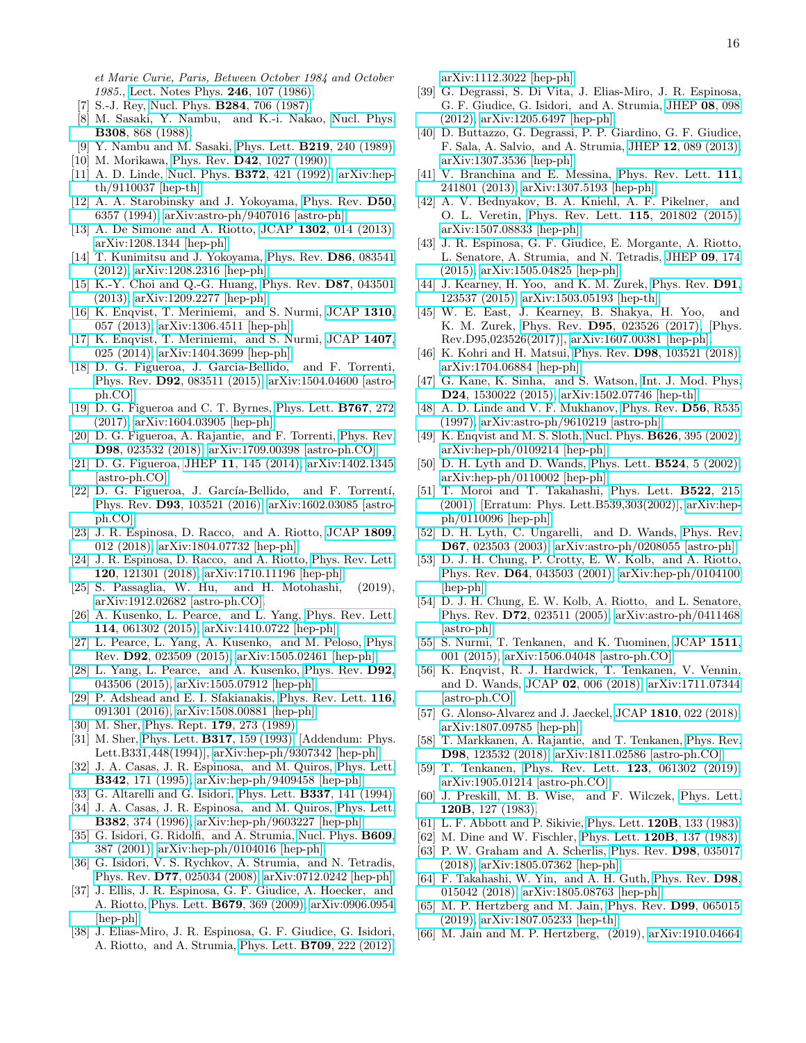*et Marie Curie, Paris, Between October 1984 and October 1985.*, Lect. Notes Phys. **246**, 107 (1986).

[7] S.-J. Rey, Nucl. Phys. **B284**, 706 (1987).

[8] M. Sasaki, Y. Nambu, and K.-i. Nakao, Nucl. Phys. **B308**, 868 (1988).

[9] Y. Nambu and M. Sasaki, Phys. Lett. **B219**, 240 (1989).

[10] M. Morikawa, Phys. Rev. **D42**, 1027 (1990).

[11] A. D. Linde, Nucl. Phys. **B372**, 421 (1992), arXiv:hep-th/9110037 [hep-th].

[12] A. A. Starobinsky and J. Yokoyama, Phys. Rev. **D50**, 6357 (1994), arXiv:astro-ph/9407016 [astro-ph].

[13] A. De Simone and A. Riotto, JCAP **1302**, 014 (2013), arXiv:1208.1344 [hep-ph].

[14] T. Kunimitsu and J. Yokoyama, Phys. Rev. **D86**, 083541 (2012), arXiv:1208.2316 [hep-ph].

[15] K.-Y. Choi and Q.-G. Huang, Phys. Rev. **D87**, 043501 (2013), arXiv:1209.2277 [hep-ph].

[16] K. Enqvist, T. Meriniemi, and S. Nurmi, JCAP **1310**, 057 (2013), arXiv:1306.4511 [hep-ph].

[17] K. Enqvist, T. Meriniemi, and S. Nurmi, JCAP **1407**, 025 (2014), arXiv:1404.3699 [hep-ph].

[18] D. G. Figueroa, J. Garcia-Bellido, and F. Torrenti, Phys. Rev. **D92**, 083511 (2015), arXiv:1504.04600 [astro-ph.CO].

[19] D. G. Figueroa and C. T. Byrnes, Phys. Lett. **B767**, 272 (2017), arXiv:1604.03905 [hep-ph].

[20] D. G. Figueroa, A. Rajantie, and F. Torrenti, Phys. Rev. **D98**, 023532 (2018), arXiv:1709.00398 [astro-ph.CO].

[21] D. G. Figueroa, JHEP **11**, 145 (2014), arXiv:1402.1345 [astro-ph.CO].

[22] D. G. Figueroa, J. García-Bellido, and F. Torrentí, Phys. Rev. **D93**, 103521 (2016), arXiv:1602.03085 [astro-ph.CO].

[23] J. R. Espinosa, D. Racco, and A. Riotto, JCAP **1809**, 012 (2018), arXiv:1804.07732 [hep-ph].

[24] J. R. Espinosa, D. Racco, and A. Riotto, Phys. Rev. Lett. **120**, 121301 (2018), arXiv:1710.11196 [hep-ph].

[25] S. Passaglia, W. Hu, and H. Motohashi, (2019), arXiv:1912.02682 [astro-ph.CO].

[26] A. Kusenko, L. Pearce, and L. Yang, Phys. Rev. Lett. **114**, 061302 (2015), arXiv:1410.0722 [hep-ph].

[27] L. Pearce, L. Yang, A. Kusenko, and M. Peloso, Phys. Rev. **D92**, 023509 (2015), arXiv:1505.02461 [hep-ph].

[28] L. Yang, L. Pearce, and A. Kusenko, Phys. Rev. **D92**, 043506 (2015), arXiv:1505.07912 [hep-ph].

[29] P. Adshead and E. I. Sfakianakis, Phys. Rev. Lett. **116**, 091301 (2016), arXiv:1508.00881 [hep-ph].

[30] M. Sher, Phys. Rept. **179**, 273 (1989).

[31] M. Sher, Phys. Lett. **B317**, 159 (1993), [Addendum: Phys. Lett.B331,448(1994)], arXiv:hep-ph/9307342 [hep-ph].

[32] J. A. Casas, J. R. Espinosa, and M. Quiros, Phys. Lett. **B342**, 171 (1995), arXiv:hep-ph/9409458 [hep-ph].

[33] G. Altarelli and G. Isidori, Phys. Lett. **B337**, 141 (1994).

[34] J. A. Casas, J. R. Espinosa, and M. Quiros, Phys. Lett. **B382**, 374 (1996), arXiv:hep-ph/9603227 [hep-ph].

[35] G. Isidori, G. Ridolfi, and A. Strumia, Nucl. Phys. **B609**, 387 (2001), arXiv:hep-ph/0104016 [hep-ph].

[36] G. Isidori, V. S. Rychkov, A. Strumia, and N. Tetradis, Phys. Rev. **D77**, 025034 (2008), arXiv:0712.0242 [hep-ph].

[37] J. Ellis, J. R. Espinosa, G. F. Giudice, A. Hoecker, and A. Riotto, Phys. Lett. **B679**, 369 (2009), arXiv:0906.0954 [hep-ph].

[38] J. Elias-Miro, J. R. Espinosa, G. F. Giudice, G. Isidori, A. Riotto, and A. Strumia, Phys. Lett. **B709**, 222 (2012), arXiv:1112.3022 [hep-ph].

[39] G. Degrassi, S. Di Vita, J. Elias-Miro, J. R. Espinosa, G. F. Giudice, G. Isidori, and A. Strumia, JHEP **08**, 098 (2012), arXiv:1205.6497 [hep-ph].

[40] D. Buttazzo, G. Degrassi, P. P. Giardino, G. F. Giudice, F. Sala, A. Salvio, and A. Strumia, JHEP **12**, 089 (2013), arXiv:1307.3536 [hep-ph].

[41] V. Branchina and E. Messina, Phys. Rev. Lett. **111**, 241801 (2013), arXiv:1307.5193 [hep-ph].

[42] A. V. Bednyakov, B. A. Kniehl, A. F. Pikelner, and O. L. Veretin, Phys. Rev. Lett. **115**, 201802 (2015), arXiv:1507.08833 [hep-ph].

[43] J. R. Espinosa, G. F. Giudice, E. Morgante, A. Riotto, L. Senatore, A. Strumia, and N. Tetradis, JHEP **09**, 174 (2015), arXiv:1505.04825 [hep-ph].

[44] J. Kearney, H. Yoo, and K. M. Zurek, Phys. Rev. **D91**, 123537 (2015), arXiv:1503.05193 [hep-th].

[45] W. E. East, J. Kearney, B. Shakya, H. Yoo, and K. M. Zurek, Phys. Rev. **D95**, 023526 (2017), [Phys. Rev.D95,023526(2017)], arXiv:1607.00381 [hep-ph].

[46] K. Kohri and H. Matsui, Phys. Rev. **D98**, 103521 (2018), arXiv:1704.06884 [hep-ph].

[47] G. Kane, K. Sinha, and S. Watson, Int. J. Mod. Phys. **D24**, 1530022 (2015), arXiv:1502.07746 [hep-th].

[48] A. D. Linde and V. F. Mukhanov, Phys. Rev. **D56**, R535 (1997), arXiv:astro-ph/9610219 [astro-ph].

[49] K. Enqvist and M. S. Sloth, Nucl. Phys. **B626**, 395 (2002), arXiv:hep-ph/0109214 [hep-ph].

[50] D. H. Lyth and D. Wands, Phys. Lett. **B524**, 5 (2002), arXiv:hep-ph/0110002 [hep-ph].

[51] T. Moroi and T. Takahashi, Phys. Lett. **B522**, 215 (2001), [Erratum: Phys. Lett.B539,303(2002)], arXiv:hep-ph/0110096 [hep-ph].

[52] D. H. Lyth, C. Ungarelli, and D. Wands, Phys. Rev. **D67**, 023503 (2003), arXiv:astro-ph/0208055 [astro-ph].

[53] D. J. H. Chung, P. Crotty, E. W. Kolb, and A. Riotto, Phys. Rev. **D64**, 043503 (2001), arXiv:hep-ph/0104100 [hep-ph].

[54] D. J. H. Chung, E. W. Kolb, A. Riotto, and L. Senatore, Phys. Rev. **D72**, 023511 (2005), arXiv:astro-ph/0411468 [astro-ph].

[55] S. Nurmi, T. Tenkanen, and K. Tuominen, JCAP **1511**, 001 (2015), arXiv:1506.04048 [astro-ph.CO].

[56] K. Enqvist, R. J. Hardwick, T. Tenkanen, V. Vennin, and D. Wands, JCAP **02**, 006 (2018), arXiv:1711.07344 [astro-ph.CO].

[57] G. Alonso-Álvarez and J. Jaeckel, JCAP **1810**, 022 (2018), arXiv:1807.09785 [hep-ph].

[58] T. Markkanen, A. Rajantie, and T. Tenkanen, Phys. Rev. **D98**, 123532 (2018), arXiv:1811.02586 [astro-ph.CO].

[59] T. Tenkanen, Phys. Rev. Lett. **123**, 061302 (2019), arXiv:1905.01214 [astro-ph.CO].

[60] J. Preskill, M. B. Wise, and F. Wilczek, Phys. Lett. **120B**, 127 (1983).

[61] L. F. Abbott and P. Sikivie, Phys. Lett. **120B**, 133 (1983).

[62] M. Dine and W. Fischler, Phys. Lett. **120B**, 137 (1983).

[63] P. W. Graham and A. Scherlis, Phys. Rev. **D98**, 035017 (2018), arXiv:1805.07362 [hep-ph].

[64] F. Takahashi, W. Yin, and A. H. Guth, Phys. Rev. **D98**, 015042 (2018), arXiv:1805.08763 [hep-ph].

[65] M. P. Hertzberg and M. Jain, Phys. Rev. **D99**, 065015 (2019), arXiv:1807.05233 [hep-th].

[66] M. Jain and M. P. Hertzberg, (2019), arXiv:1910.04664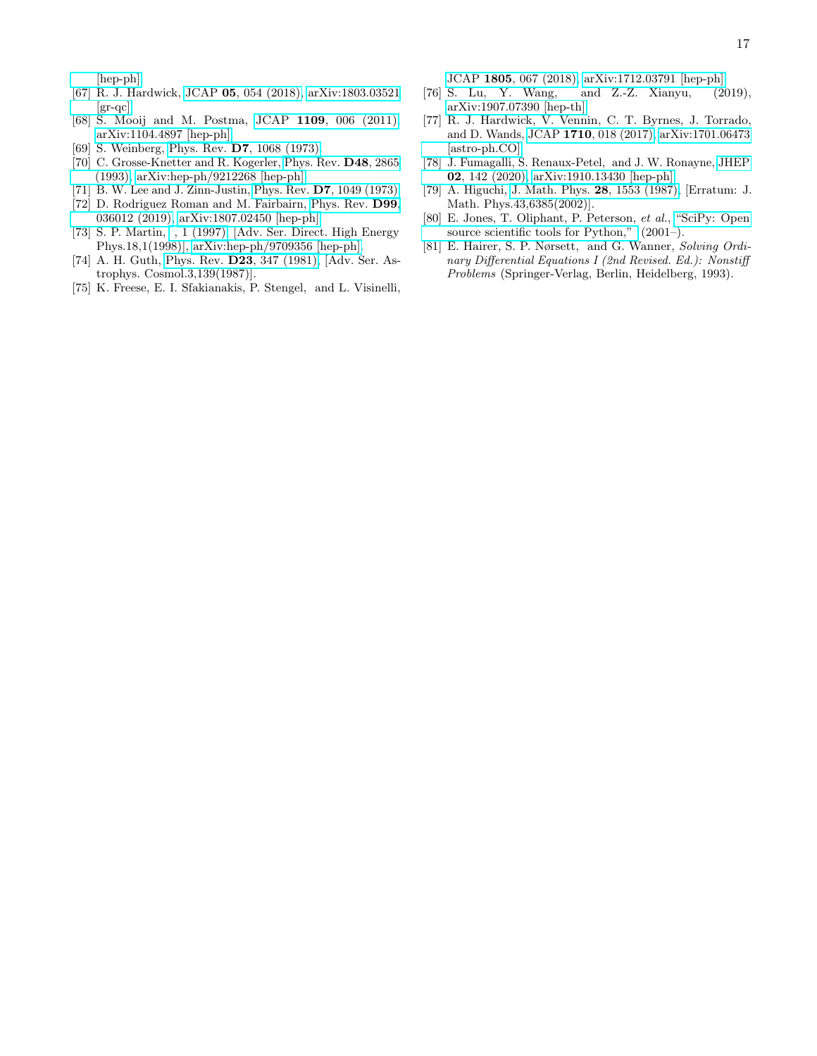[hep-ph].

[67] R. J. Hardwick, JCAP **05**, 054 (2018), arXiv:1803.03521 [gr-qc].

[68] S. Mooij and M. Postma, JCAP **1109**, 006 (2011), arXiv:1104.4897 [hep-ph].

[69] S. Weinberg, Phys. Rev. **D7**, 1068 (1973).

[70] C. Grosse-Knetter and R. Kogerler, Phys. Rev. **D48**, 2865 (1993), arXiv:hep-ph/9212268 [hep-ph].

[71] B. W. Lee and J. Zinn-Justin, Phys. Rev. **D7**, 1049 (1973).

[72] D. Rodriguez Roman and M. Fairbairn, Phys. Rev. **D99**, 036012 (2019), arXiv:1807.02450 [hep-ph].

[73] S. P. Martin, , 1 (1997), [Adv. Ser. Direct. High Energy Phys.18,1(1998)], arXiv:hep-ph/9709356 [hep-ph].

[74] A. H. Guth, Phys. Rev. **D23**, 347 (1981), [Adv. Ser. Astrophys. Cosmol.3,139(1987)].

[75] K. Freese, E. I. Sfakianakis, P. Stengel, and L. Visinelli, JCAP **1805**, 067 (2018), arXiv:1712.03791 [hep-ph].

[76] S. Lu, Y. Wang, and Z.-Z. Xianyu, (2019), arXiv:1907.07390 [hep-th].

[77] R. J. Hardwick, V. Vennin, C. T. Byrnes, J. Torrado, and D. Wands, JCAP **1710**, 018 (2017), arXiv:1701.06473 [astro-ph.CO].

[78] J. Fumagalli, S. Renaux-Petel, and J. W. Ronayne, JHEP **02**, 142 (2020), arXiv:1910.13430 [hep-ph].

[79] A. Higuchi, J. Math. Phys. **28**, 1553 (1987), [Erratum: J. Math. Phys.43,6385(2002)].

[80] E. Jones, T. Oliphant, P. Peterson, *et al.*, "SciPy: Open source scientific tools for Python," (2001–).

[81] E. Hairer, S. P. Nørsett, and G. Wanner, *Solving Ordinary Differential Equations I (2nd Revised. Ed.): Nonstiff Problems* (Springer-Verlag, Berlin, Heidelberg, 1993).